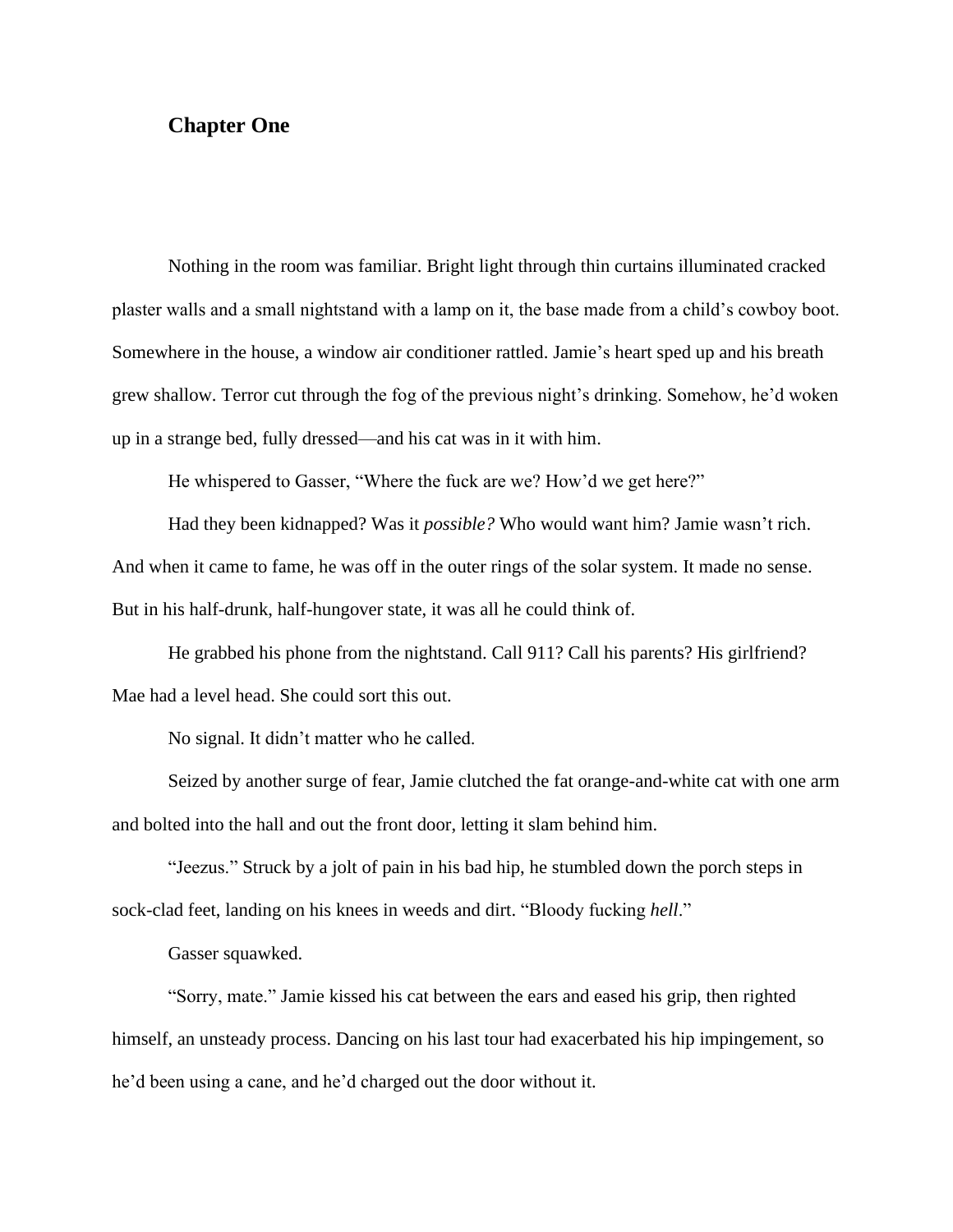## Chapter One

Nothing in the room was familiar. Bright light through thin curtains illuminated cracked plaster walls and a small nightstand with a lamp on it, the base made from a child's cowboy boot. Somewhere in the house, a window air conditioner rattled. Jamie's heart sped up and his breath grew shallow. Terror cut through the fog of the previous night's drinking. Somehow, he'd woken up in a strange bed, fully dressed—and his cat was in it with him.

He whispered to Gasser, "Where the fuck are we? How'd we get here?"

Had they been kidnapped? Was it *possible?* Who would want him? Jamie wasn't rich. And when it came to fame, he was off in the outer rings of the solar system. It made no sense. But in his half-drunk, half-hungover state, it was all he could think of.

He grabbed his phone from the nightstand. Call 911? Call his parents? His girlfriend? Mae had a level head. She could sort this out.

No signal. It didn't matter who he called.

Seized by another surge of fear, Jamie clutched the fat orange-and-white cat with one arm and bolted into the hall and out the front door, letting it slam behind him.

"Jeezus." Struck by a jolt of pain in his bad hip, he stumbled down the porch steps in sock-clad feet, landing on his knees in weeds and dirt. "Bloody fucking *hell*."

Gasser squawked.

"Sorry, mate." Jamie kissed his cat between the ears and eased his grip, then righted himself, an unsteady process. Dancing on his last tour had exacerbated his hip impingement, so he'd been using a cane, and he'd charged out the door without it.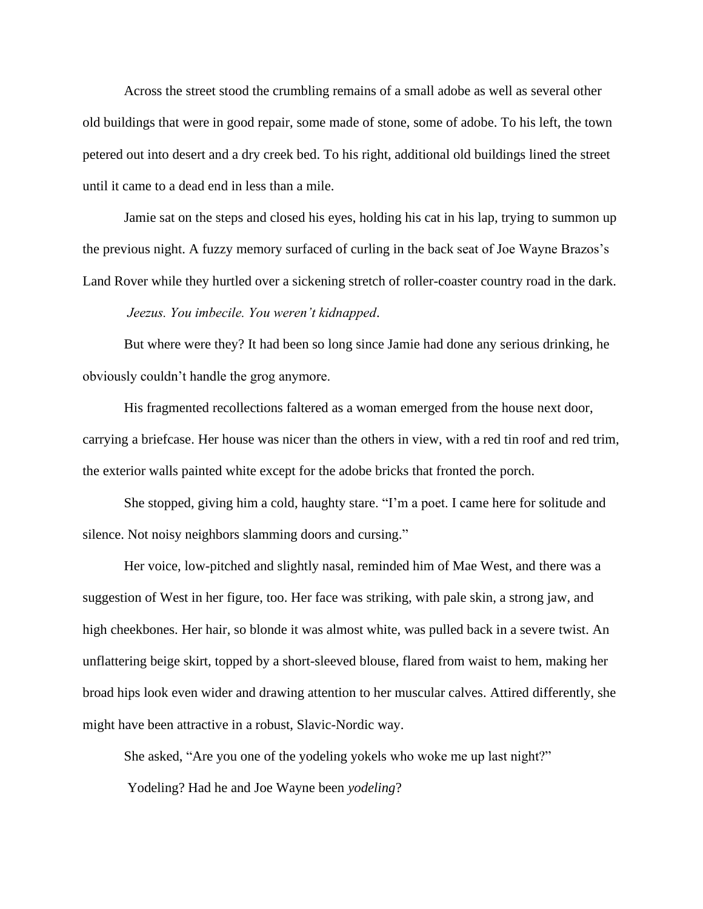Across the street stood the crumbling remains of a small adobe as well as several other old buildings that were in good repair, some made of stone, some of adobe. To his left, the town petered out into desert and a dry creek bed. To his right, additional old buildings lined the street until it came to a dead end in less than a mile.

Jamie sat on the steps and closed his eyes, holding his cat in his lap, trying to summon up the previous night. A fuzzy memory surfaced of curling in the back seat of Joe Wayne Brazos's Land Rover while they hurtled over a sickening stretch of roller-coaster country road in the dark.

*Jeezus. You imbecile. You weren't kidnapped*.

But where were they? It had been so long since Jamie had done any serious drinking, he obviously couldn't handle the grog anymore.

His fragmented recollections faltered as a woman emerged from the house next door, carrying a briefcase. Her house was nicer than the others in view, with a red tin roof and red trim, the exterior walls painted white except for the adobe bricks that fronted the porch.

She stopped, giving him a cold, haughty stare. "I'm a poet. I came here for solitude and silence. Not noisy neighbors slamming doors and cursing."

Her voice, low-pitched and slightly nasal, reminded him of Mae West, and there was a suggestion of West in her figure, too. Her face was striking, with pale skin, a strong jaw, and high cheekbones. Her hair, so blonde it was almost white, was pulled back in a severe twist. An unflattering beige skirt, topped by a short-sleeved blouse, flared from waist to hem, making her broad hips look even wider and drawing attention to her muscular calves. Attired differently, she might have been attractive in a robust, Slavic-Nordic way.

She asked, "Are you one of the yodeling yokels who woke me up last night?"

Yodeling? Had he and Joe Wayne been *yodeling*?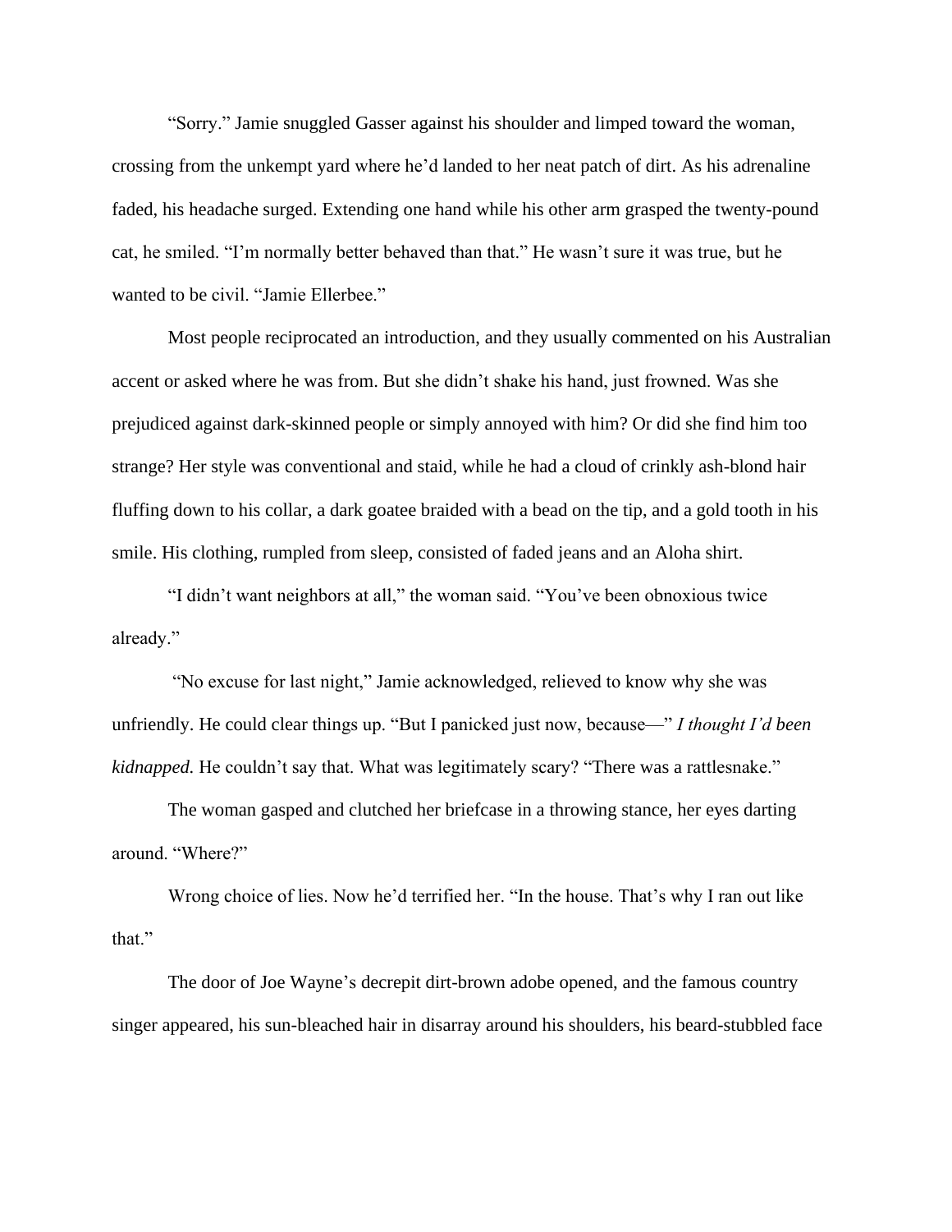"Sorry." Jamie snuggled Gasser against his shoulder and limped toward the woman, crossing from the unkempt yard where he'd landed to her neat patch of dirt. As his adrenaline faded, his headache surged. Extending one hand while his other arm grasped the twenty-pound cat, he smiled. "I'm normally better behaved than that." He wasn't sure it was true, but he wanted to be civil. "Jamie Ellerbee."

Most people reciprocated an introduction, and they usually commented on his Australian accent or asked where he was from. But she didn't shake his hand, just frowned. Was she prejudiced against dark-skinned people or simply annoyed with him? Or did she find him too strange? Her style was conventional and staid, while he had a cloud of crinkly ash-blond hair fluffing down to his collar, a dark goatee braided with a bead on the tip, and a gold tooth in his smile. His clothing, rumpled from sleep, consisted of faded jeans and an Aloha shirt.

"I didn't want neighbors at all," the woman said. "You've been obnoxious twice already."

"No excuse for last night," Jamie acknowledged, relieved to know why she was unfriendly. He could clear things up. "But I panicked just now, because—" *I thought I'd been kidnapped.* He couldn't say that. What was legitimately scary? "There was a rattlesnake."

The woman gasped and clutched her briefcase in a throwing stance, her eyes darting around. "Where?"

Wrong choice of lies. Now he'd terrified her. "In the house. That's why I ran out like that."

The door of Joe Wayne's decrepit dirt-brown adobe opened, and the famous country singer appeared, his sun-bleached hair in disarray around his shoulders, his beard-stubbled face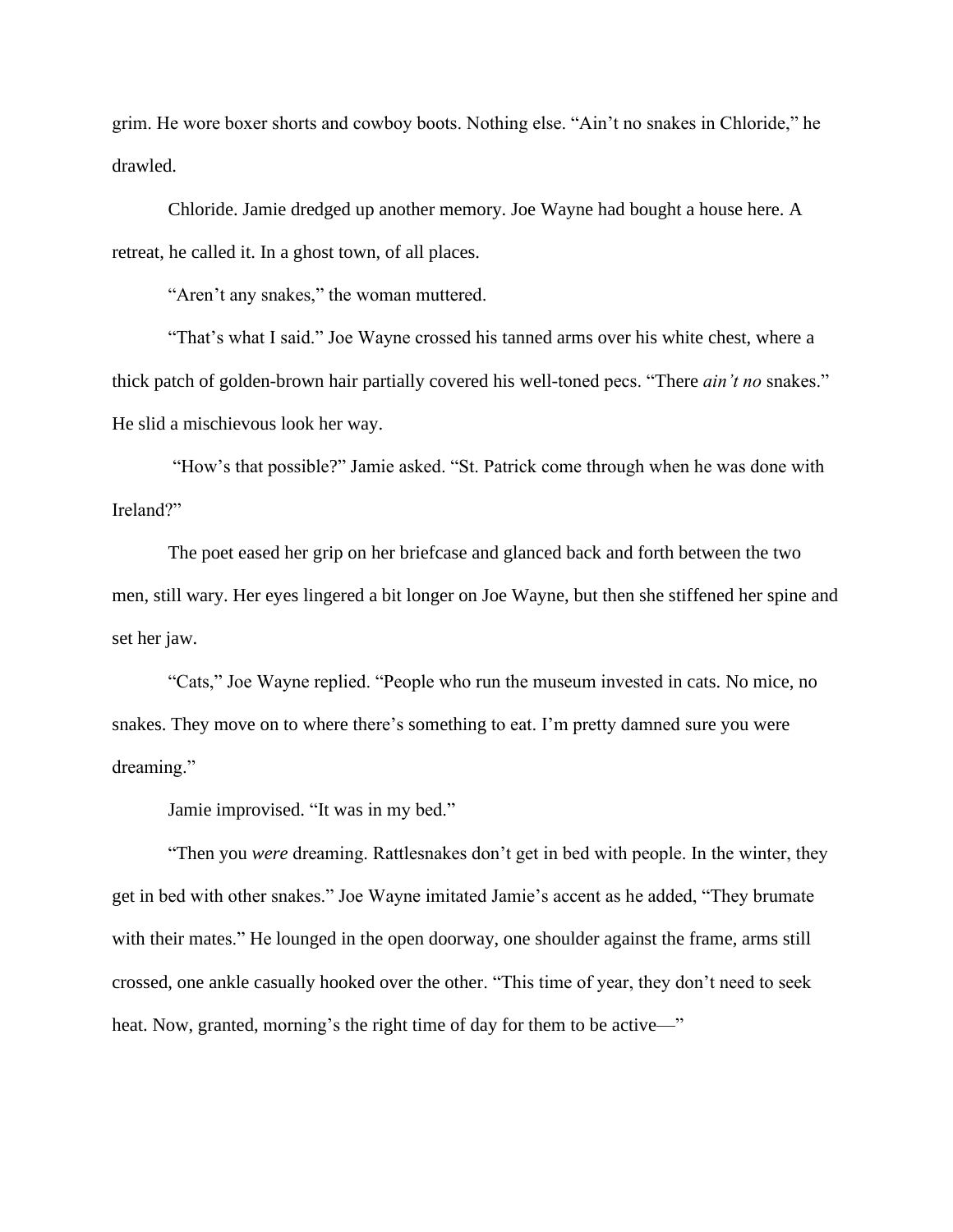grim. He wore boxer shorts and cowboy boots. Nothing else. "Ain't no snakes in Chloride," he drawled.

Chloride. Jamie dredged up another memory. Joe Wayne had bought a house here. A retreat, he called it. In a ghost town, of all places.

"Aren't any snakes," the woman muttered.

"That's what I said." Joe Wayne crossed his tanned arms over his white chest, where a thick patch of golden-brown hair partially covered his well-toned pecs. "There *ain't no* snakes." He slid a mischievous look her way.

"How's that possible?" Jamie asked. "St. Patrick come through when he was done with Ireland?"

The poet eased her grip on her briefcase and glanced back and forth between the two men, still wary. Her eyes lingered a bit longer on Joe Wayne, but then she stiffened her spine and set her jaw.

"Cats," Joe Wayne replied. "People who run the museum invested in cats. No mice, no snakes. They move on to where there's something to eat. I'm pretty damned sure you were dreaming."

Jamie improvised. "It was in my bed."

"Then you *were* dreaming. Rattlesnakes don't get in bed with people. In the winter, they get in bed with other snakes." Joe Wayne imitated Jamie's accent as he added, "They brumate with their mates." He lounged in the open doorway, one shoulder against the frame, arms still crossed, one ankle casually hooked over the other. "This time of year, they don't need to seek heat. Now, granted, morning's the right time of day for them to be active—"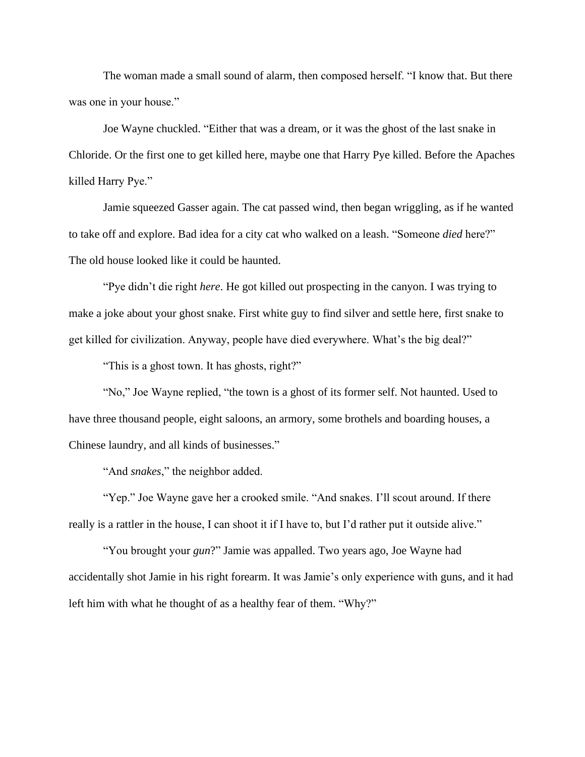The woman made a small sound of alarm, then composed herself. "I know that. But there was one in your house."

Joe Wayne chuckled. "Either that was a dream, or it was the ghost of the last snake in Chloride. Or the first one to get killed here, maybe one that Harry Pye killed. Before the Apaches killed Harry Pye."

Jamie squeezed Gasser again. The cat passed wind, then began wriggling, as if he wanted to take off and explore. Bad idea for a city cat who walked on a leash. "Someone *died* here?" The old house looked like it could be haunted.

"Pye didn't die right *here*. He got killed out prospecting in the canyon. I was trying to make a joke about your ghost snake. First white guy to find silver and settle here, first snake to get killed for civilization. Anyway, people have died everywhere. What's the big deal?"

"This is a ghost town. It has ghosts, right?"

"No," Joe Wayne replied, "the town is a ghost of its former self. Not haunted. Used to have three thousand people, eight saloons, an armory, some brothels and boarding houses, a Chinese laundry, and all kinds of businesses."

"And *snakes*," the neighbor added.

"Yep." Joe Wayne gave her a crooked smile. "And snakes. I'll scout around. If there really is a rattler in the house, I can shoot it if I have to, but I'd rather put it outside alive."

"You brought your *gun*?" Jamie was appalled. Two years ago, Joe Wayne had accidentally shot Jamie in his right forearm. It was Jamie's only experience with guns, and it had left him with what he thought of as a healthy fear of them. "Why?"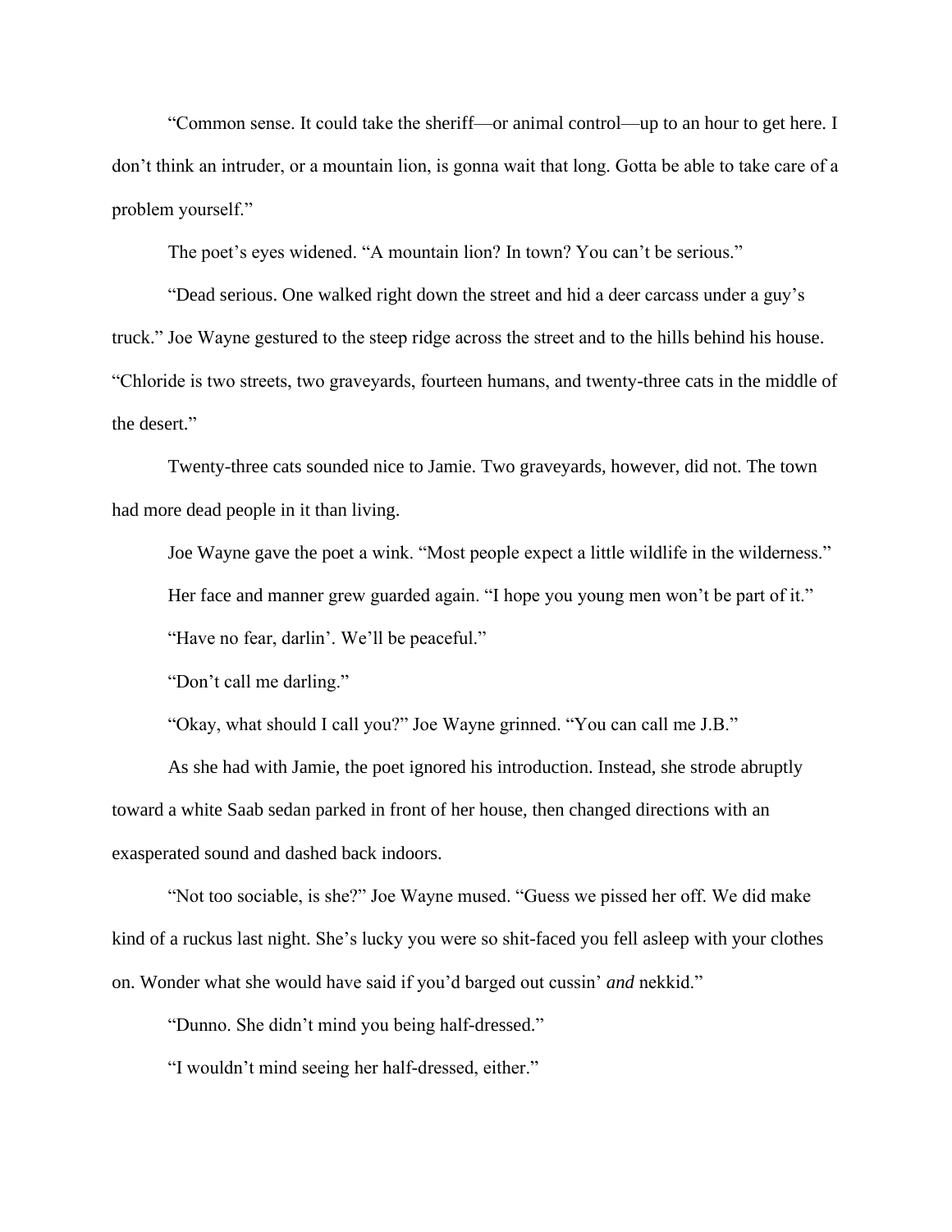"Common sense. It could take the sheriff—or animal control—up to an hour to get here. I don't think an intruder, or a mountain lion, is gonna wait that long. Gotta be able to take care of a problem yourself."

The poet's eyes widened. "A mountain lion? In town? You can't be serious."

"Dead serious. One walked right down the street and hid a deer carcass under a guy's truck." Joe Wayne gestured to the steep ridge across the street and to the hills behind his house. "Chloride is two streets, two graveyards, fourteen humans, and twenty-three cats in the middle of the desert."

Twenty-three cats sounded nice to Jamie. Two graveyards, however, did not. The town had more dead people in it than living.

Joe Wayne gave the poet a wink. "Most people expect a little wildlife in the wilderness."

Her face and manner grew guarded again. "I hope you young men won't be part of it."

"Have no fear, darlin'. We'll be peaceful."

"Don't call me darling."

"Okay, what should I call you?" Joe Wayne grinned. "You can call me J.B."

As she had with Jamie, the poet ignored his introduction. Instead, she strode abruptly toward a white Saab sedan parked in front of her house, then changed directions with an exasperated sound and dashed back indoors.

"Not too sociable, is she?" Joe Wayne mused. "Guess we pissed her off. We did make kind of a ruckus last night. She's lucky you were so shit-faced you fell asleep with your clothes on. Wonder what she would have said if you'd barged out cussin' *and* nekkid."

"Dunno. She didn't mind you being half-dressed."

"I wouldn't mind seeing her half-dressed, either."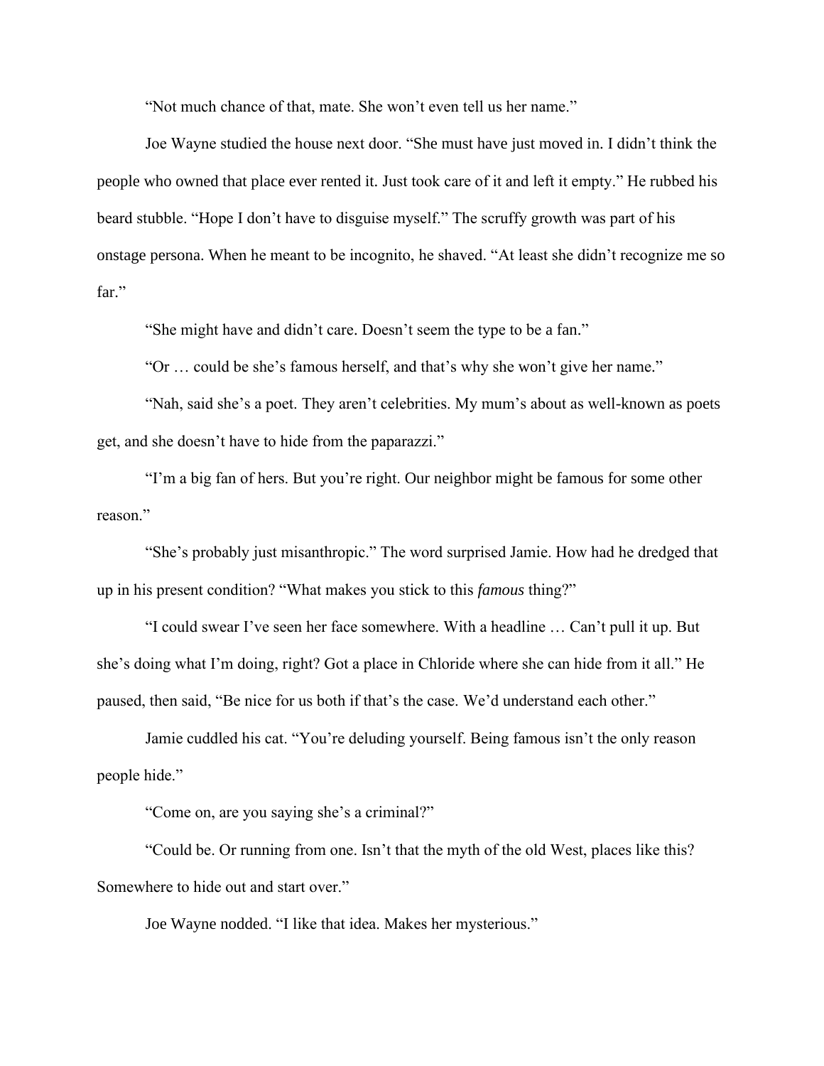"Not much chance of that, mate. She won't even tell us her name."

Joe Wayne studied the house next door. "She must have just moved in. I didn't think the people who owned that place ever rented it. Just took care of it and left it empty." He rubbed his beard stubble. "Hope I don't have to disguise myself." The scruffy growth was part of his onstage persona. When he meant to be incognito, he shaved. "At least she didn't recognize me so far."

"She might have and didn't care. Doesn't seem the type to be a fan."

"Or … could be she's famous herself, and that's why she won't give her name."

"Nah, said she's a poet. They aren't celebrities. My mum's about as well-known as poets get, and she doesn't have to hide from the paparazzi."

"I'm a big fan of hers. But you're right. Our neighbor might be famous for some other reason."

"She's probably just misanthropic." The word surprised Jamie. How had he dredged that up in his present condition? "What makes you stick to this *famous* thing?"

"I could swear I've seen her face somewhere. With a headline … Can't pull it up. But she's doing what I'm doing, right? Got a place in Chloride where she can hide from it all." He paused, then said, "Be nice for us both if that's the case. We'd understand each other."

Jamie cuddled his cat. "You're deluding yourself. Being famous isn't the only reason people hide."

"Come on, are you saying she's a criminal?"

"Could be. Or running from one. Isn't that the myth of the old West, places like this? Somewhere to hide out and start over."

Joe Wayne nodded. "I like that idea. Makes her mysterious."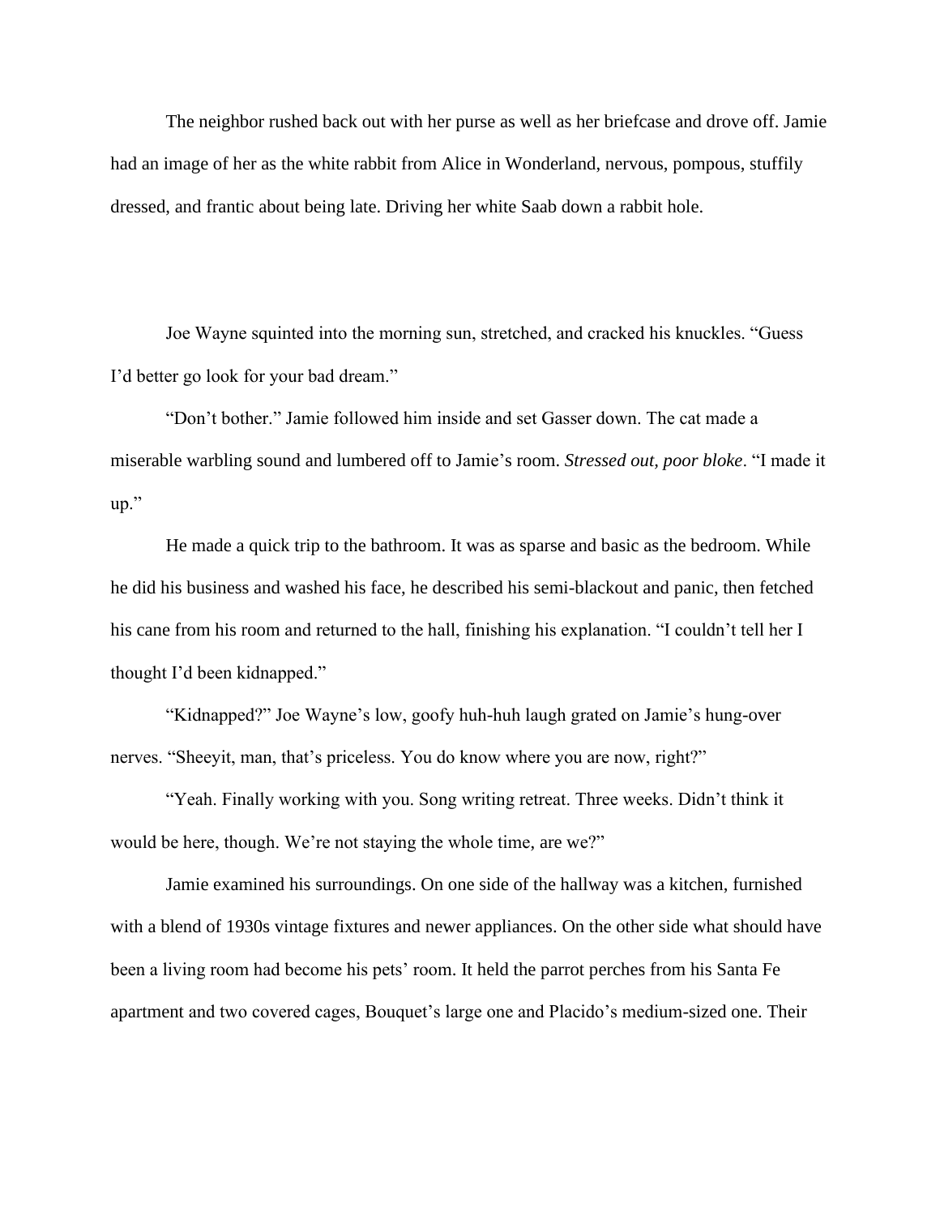The neighbor rushed back out with her purse as well as her briefcase and drove off. Jamie had an image of her as the white rabbit from Alice in Wonderland, nervous, pompous, stuffily dressed, and frantic about being late. Driving her white Saab down a rabbit hole.

Joe Wayne squinted into the morning sun, stretched, and cracked his knuckles. "Guess I'd better go look for your bad dream."

"Don't bother." Jamie followed him inside and set Gasser down. The cat made a miserable warbling sound and lumbered off to Jamie's room. *Stressed out, poor bloke*. "I made it up."

He made a quick trip to the bathroom. It was as sparse and basic as the bedroom. While he did his business and washed his face, he described his semi-blackout and panic, then fetched his cane from his room and returned to the hall, finishing his explanation. "I couldn't tell her I thought I'd been kidnapped."

"Kidnapped?" Joe Wayne's low, goofy huh-huh laugh grated on Jamie's hung-over nerves. "Sheeyit, man, that's priceless. You do know where you are now, right?"

"Yeah. Finally working with you. Song writing retreat. Three weeks. Didn't think it would be here, though. We're not staying the whole time, are we?"

Jamie examined his surroundings. On one side of the hallway was a kitchen, furnished with a blend of 1930s vintage fixtures and newer appliances. On the other side what should have been a living room had become his pets' room. It held the parrot perches from his Santa Fe apartment and two covered cages, Bouquet's large one and Placido's medium-sized one. Their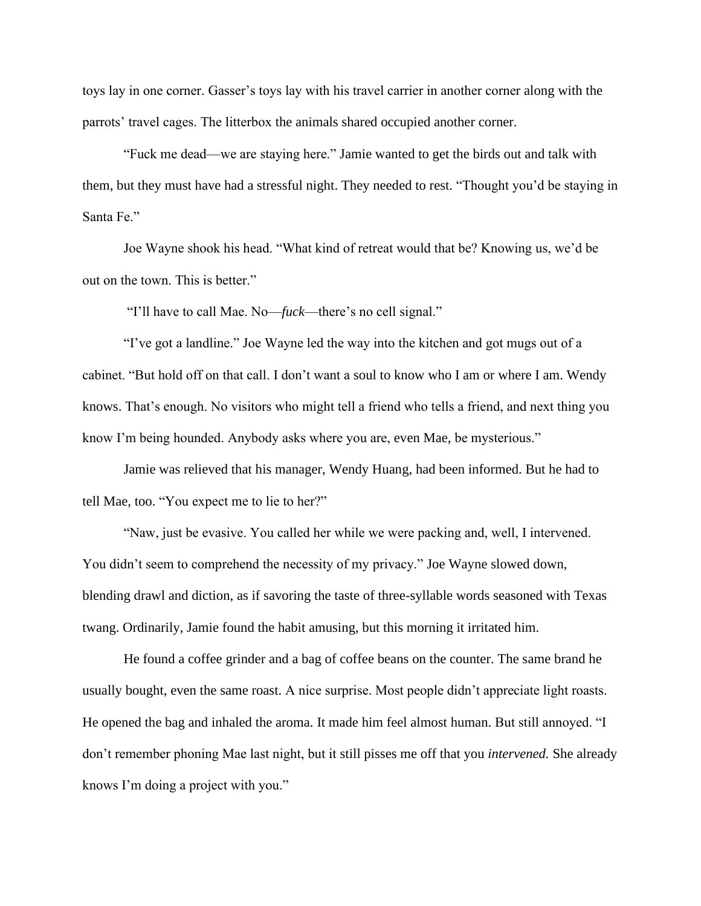toys lay in one corner. Gasser's toys lay with his travel carrier in another corner along with the parrots' travel cages. The litterbox the animals shared occupied another corner.

"Fuck me dead—we are staying here." Jamie wanted to get the birds out and talk with them, but they must have had a stressful night. They needed to rest. "Thought you'd be staying in Santa Fe."

Joe Wayne shook his head. "What kind of retreat would that be? Knowing us, we'd be out on the town. This is better."

"I'll have to call Mae. No—*fuck*—there's no cell signal."

"I've got a landline." Joe Wayne led the way into the kitchen and got mugs out of a cabinet. "But hold off on that call. I don't want a soul to know who I am or where I am. Wendy knows. That's enough. No visitors who might tell a friend who tells a friend, and next thing you know I'm being hounded. Anybody asks where you are, even Mae, be mysterious."

Jamie was relieved that his manager, Wendy Huang, had been informed. But he had to tell Mae, too. "You expect me to lie to her?"

"Naw, just be evasive. You called her while we were packing and, well, I intervened. You didn't seem to comprehend the necessity of my privacy." Joe Wayne slowed down, blending drawl and diction, as if savoring the taste of three-syllable words seasoned with Texas twang. Ordinarily, Jamie found the habit amusing, but this morning it irritated him.

He found a coffee grinder and a bag of coffee beans on the counter. The same brand he usually bought, even the same roast. A nice surprise. Most people didn't appreciate light roasts. He opened the bag and inhaled the aroma. It made him feel almost human. But still annoyed. "I don't remember phoning Mae last night, but it still pisses me off that you *intervened.* She already knows I'm doing a project with you."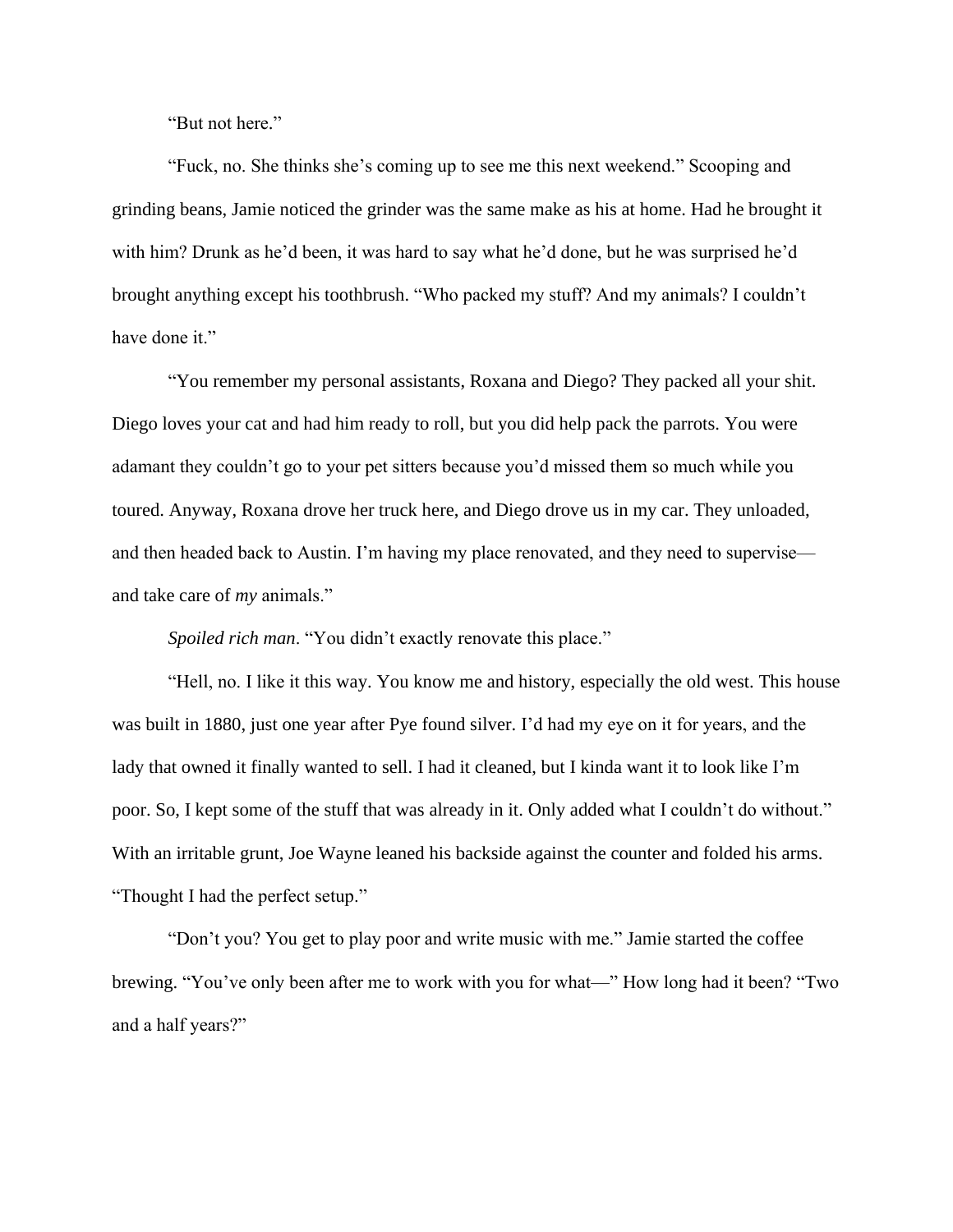"But not here."

"Fuck, no. She thinks she's coming up to see me this next weekend." Scooping and grinding beans, Jamie noticed the grinder was the same make as his at home. Had he brought it with him? Drunk as he'd been, it was hard to say what he'd done, but he was surprised he'd brought anything except his toothbrush. "Who packed my stuff? And my animals? I couldn't have done it."

"You remember my personal assistants, Roxana and Diego? They packed all your shit. Diego loves your cat and had him ready to roll, but you did help pack the parrots. You were adamant they couldn't go to your pet sitters because you'd missed them so much while you toured. Anyway, Roxana drove her truck here, and Diego drove us in my car. They unloaded, and then headed back to Austin. I'm having my place renovated, and they need to supervise—and take care of *my* animals."

*Spoiled rich man*. "You didn't exactly renovate this place."

"Hell, no. I like it this way. You know me and history, especially the old west. This house was built in 1880, just one year after Pye found silver. I'd had my eye on it for years, and the lady that owned it finally wanted to sell. I had it cleaned, but I kinda want it to look like I'm poor. So, I kept some of the stuff that was already in it. Only added what I couldn't do without." With an irritable grunt, Joe Wayne leaned his backside against the counter and folded his arms. "Thought I had the perfect setup."

"Don't you? You get to play poor and write music with me." Jamie started the coffee brewing. "You've only been after me to work with you for what—" How long had it been? "Two and a half years?"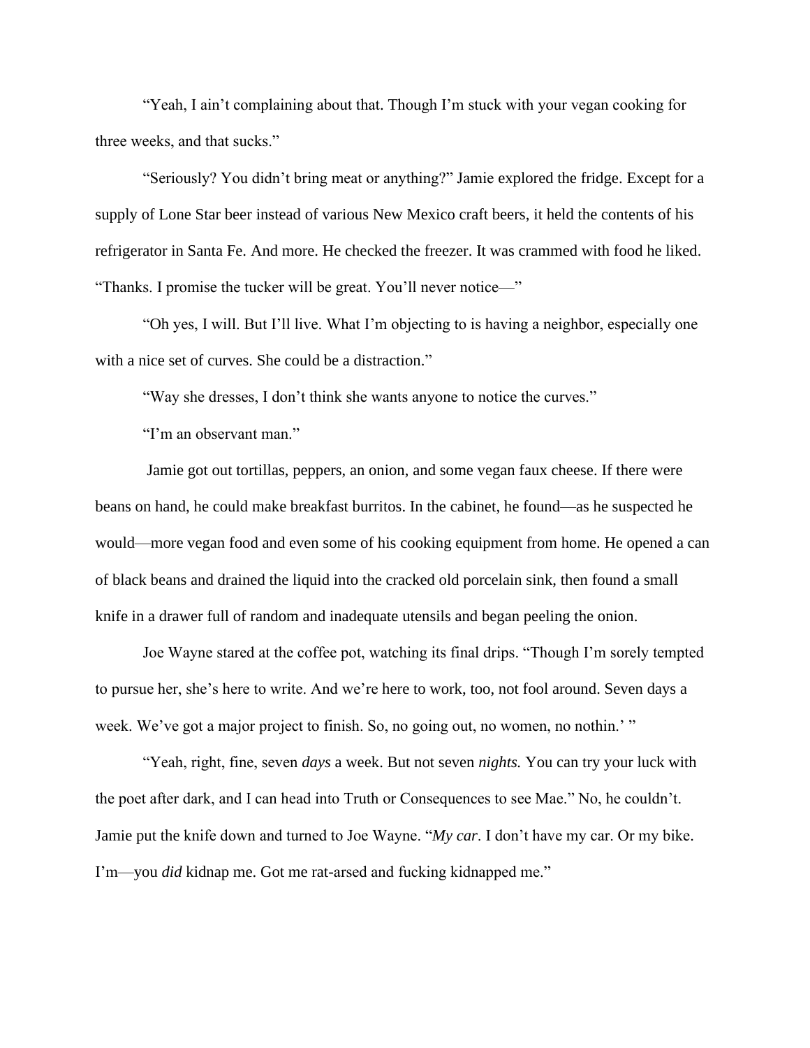"Yeah, I ain't complaining about that. Though I'm stuck with your vegan cooking for three weeks, and that sucks."

"Seriously? You didn't bring meat or anything?" Jamie explored the fridge. Except for a supply of Lone Star beer instead of various New Mexico craft beers, it held the contents of his refrigerator in Santa Fe. And more. He checked the freezer. It was crammed with food he liked. "Thanks. I promise the tucker will be great. You'll never notice—"

"Oh yes, I will. But I'll live. What I'm objecting to is having a neighbor, especially one with a nice set of curves. She could be a distraction."

"Way she dresses, I don't think she wants anyone to notice the curves."

"I'm an observant man."

Jamie got out tortillas, peppers, an onion, and some vegan faux cheese. If there were beans on hand, he could make breakfast burritos. In the cabinet, he found—as he suspected he would—more vegan food and even some of his cooking equipment from home. He opened a can of black beans and drained the liquid into the cracked old porcelain sink, then found a small knife in a drawer full of random and inadequate utensils and began peeling the onion.

Joe Wayne stared at the coffee pot, watching its final drips. "Though I'm sorely tempted to pursue her, she's here to write. And we're here to work, too, not fool around. Seven days a week. We've got a major project to finish. So, no going out, no women, no nothin.' "

"Yeah, right, fine, seven *days* a week. But not seven *nights.* You can try your luck with the poet after dark, and I can head into Truth or Consequences to see Mae." No, he couldn't. Jamie put the knife down and turned to Joe Wayne. "*My car*. I don't have my car. Or my bike. I'm—you *did* kidnap me. Got me rat-arsed and fucking kidnapped me."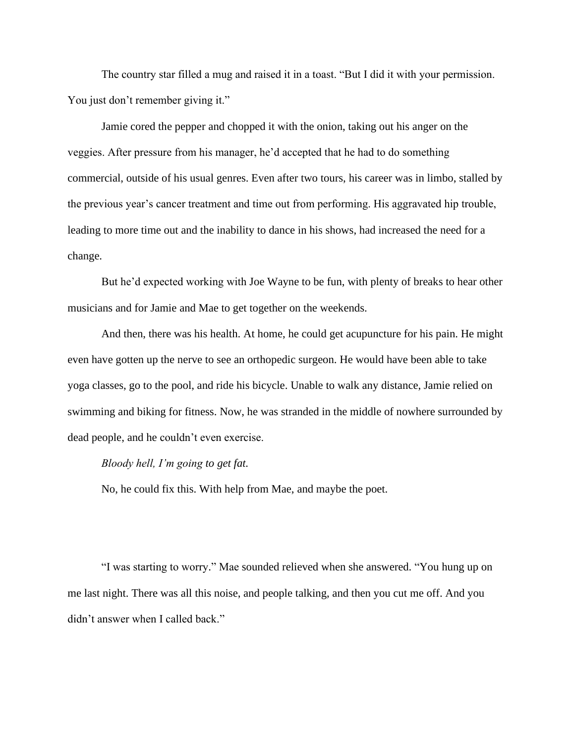The country star filled a mug and raised it in a toast. "But I did it with your permission. You just don't remember giving it."

Jamie cored the pepper and chopped it with the onion, taking out his anger on the veggies. After pressure from his manager, he'd accepted that he had to do something commercial, outside of his usual genres. Even after two tours, his career was in limbo, stalled by the previous year's cancer treatment and time out from performing. His aggravated hip trouble, leading to more time out and the inability to dance in his shows, had increased the need for a change.

But he'd expected working with Joe Wayne to be fun, with plenty of breaks to hear other musicians and for Jamie and Mae to get together on the weekends.

And then, there was his health. At home, he could get acupuncture for his pain. He might even have gotten up the nerve to see an orthopedic surgeon. He would have been able to take yoga classes, go to the pool, and ride his bicycle. Unable to walk any distance, Jamie relied on swimming and biking for fitness. Now, he was stranded in the middle of nowhere surrounded by dead people, and he couldn't even exercise.

*Bloody hell, I'm going to get fat.*

No, he could fix this. With help from Mae, and maybe the poet.

"I was starting to worry." Mae sounded relieved when she answered. "You hung up on me last night. There was all this noise, and people talking, and then you cut me off. And you didn't answer when I called back."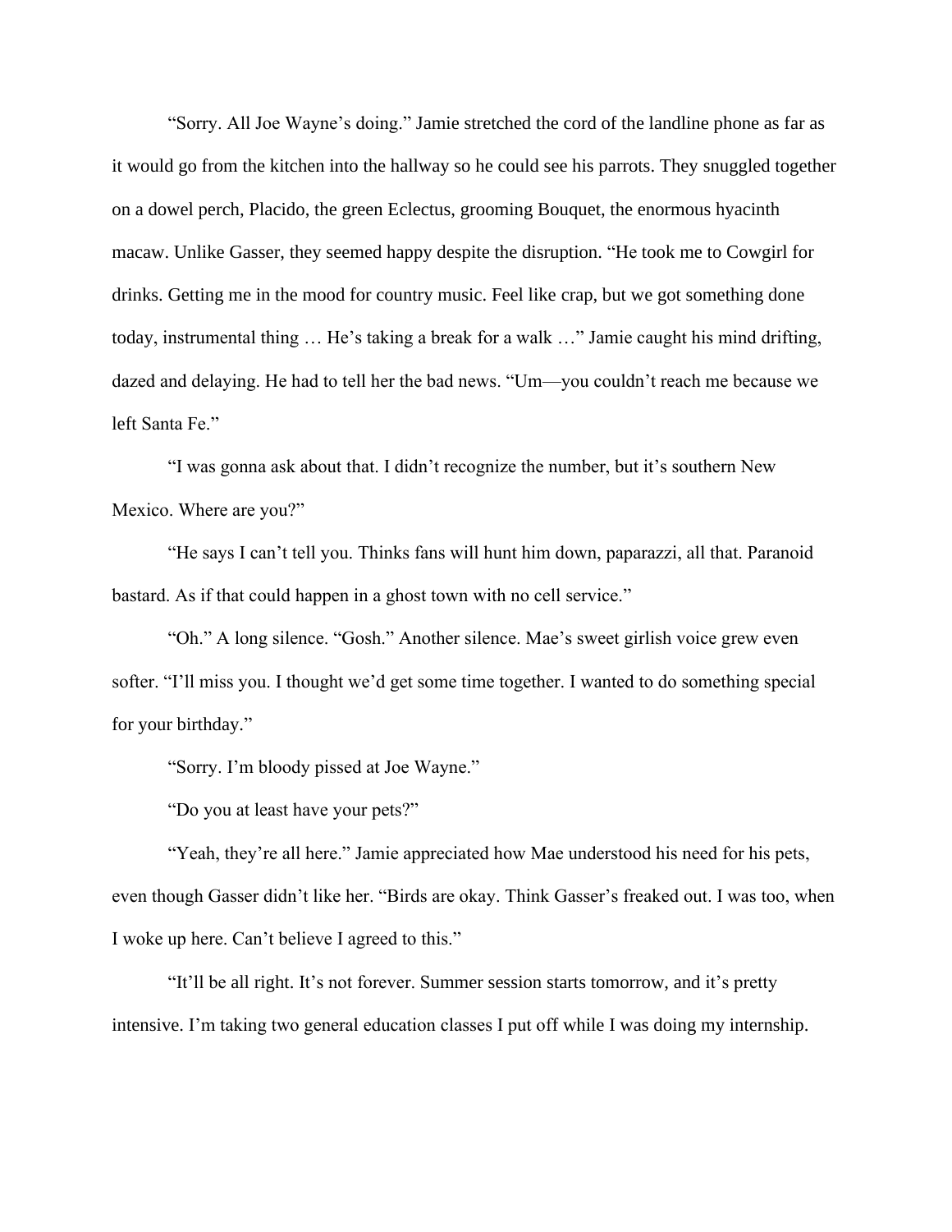"Sorry. All Joe Wayne's doing." Jamie stretched the cord of the landline phone as far as it would go from the kitchen into the hallway so he could see his parrots. They snuggled together on a dowel perch, Placido, the green Eclectus, grooming Bouquet, the enormous hyacinth macaw. Unlike Gasser, they seemed happy despite the disruption. "He took me to Cowgirl for drinks. Getting me in the mood for country music. Feel like crap, but we got something done today, instrumental thing … He's taking a break for a walk …" Jamie caught his mind drifting, dazed and delaying. He had to tell her the bad news. "Um—you couldn't reach me because we left Santa Fe."

"I was gonna ask about that. I didn't recognize the number, but it's southern New Mexico. Where are you?"

"He says I can't tell you. Thinks fans will hunt him down, paparazzi, all that. Paranoid bastard. As if that could happen in a ghost town with no cell service."

"Oh." A long silence. "Gosh." Another silence. Mae's sweet girlish voice grew even softer. "I'll miss you. I thought we'd get some time together. I wanted to do something special for your birthday."

"Sorry. I'm bloody pissed at Joe Wayne."

"Do you at least have your pets?"

"Yeah, they're all here." Jamie appreciated how Mae understood his need for his pets, even though Gasser didn't like her. "Birds are okay. Think Gasser's freaked out. I was too, when I woke up here. Can't believe I agreed to this."

"It'll be all right. It's not forever. Summer session starts tomorrow, and it's pretty intensive. I'm taking two general education classes I put off while I was doing my internship.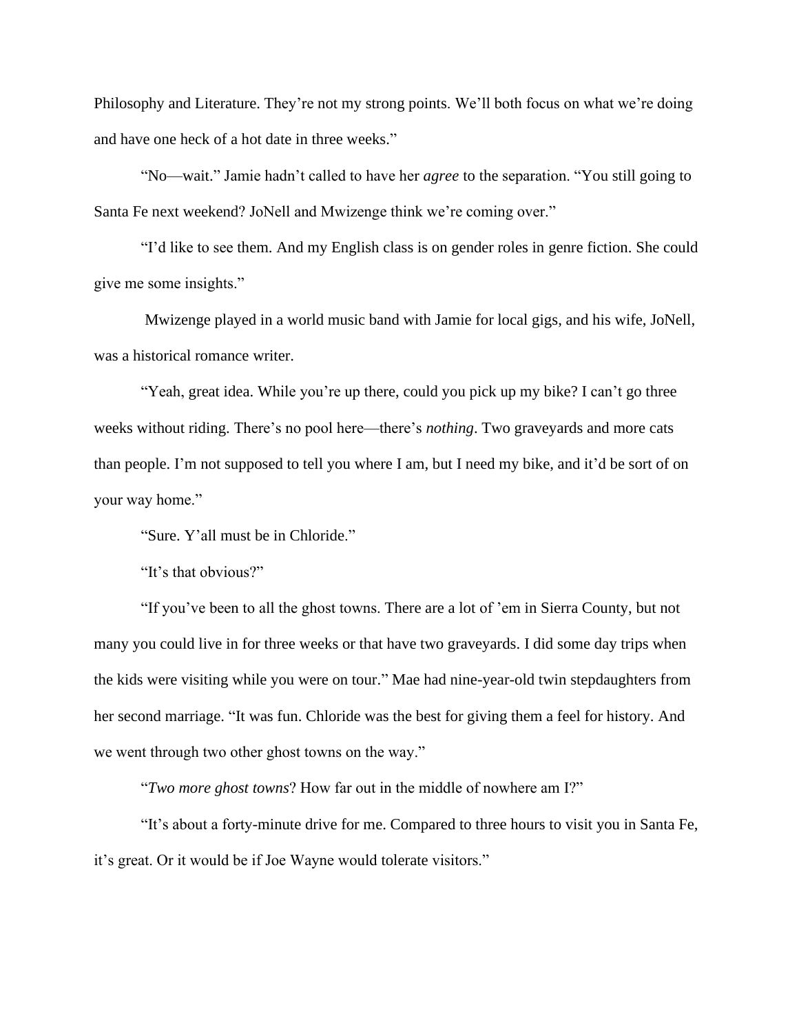Philosophy and Literature. They're not my strong points. We'll both focus on what we're doing and have one heck of a hot date in three weeks."

"No—wait." Jamie hadn't called to have her *agree* to the separation. "You still going to Santa Fe next weekend? JoNell and Mwizenge think we're coming over."

"I'd like to see them. And my English class is on gender roles in genre fiction. She could give me some insights."

Mwizenge played in a world music band with Jamie for local gigs, and his wife, JoNell, was a historical romance writer.

"Yeah, great idea. While you're up there, could you pick up my bike? I can't go three weeks without riding. There's no pool here—there's *nothing*. Two graveyards and more cats than people. I'm not supposed to tell you where I am, but I need my bike, and it'd be sort of on your way home."

"Sure. Y'all must be in Chloride."

"It's that obvious?"

"If you've been to all the ghost towns. There are a lot of 'em in Sierra County, but not many you could live in for three weeks or that have two graveyards. I did some day trips when the kids were visiting while you were on tour." Mae had nine-year-old twin stepdaughters from her second marriage. "It was fun. Chloride was the best for giving them a feel for history. And we went through two other ghost towns on the way."

"*Two more ghost towns*? How far out in the middle of nowhere am I?"

"It's about a forty-minute drive for me. Compared to three hours to visit you in Santa Fe, it's great. Or it would be if Joe Wayne would tolerate visitors."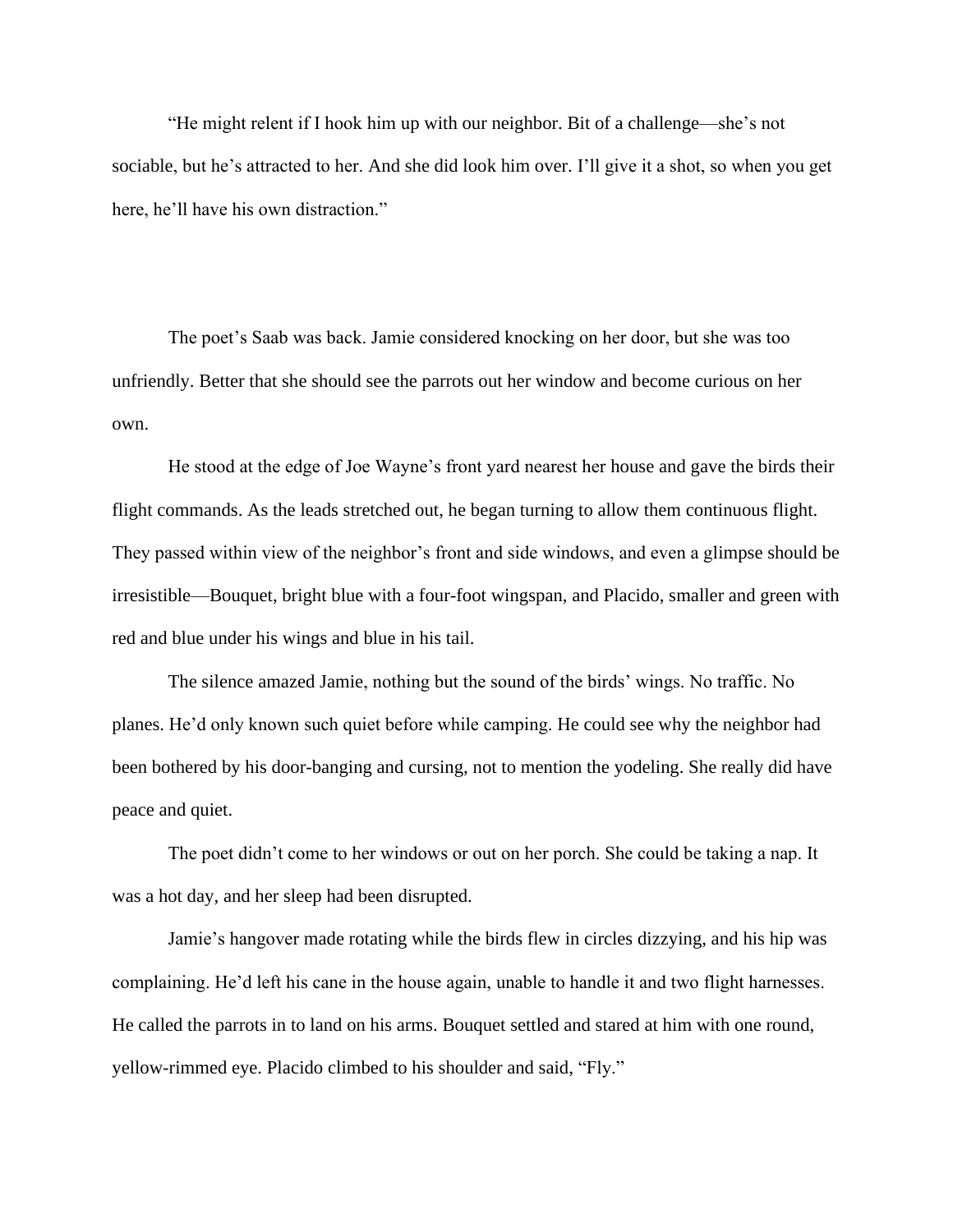"He might relent if I hook him up with our neighbor. Bit of a challenge—she's not sociable, but he's attracted to her. And she did look him over. I'll give it a shot, so when you get here, he'll have his own distraction."

The poet's Saab was back. Jamie considered knocking on her door, but she was too unfriendly. Better that she should see the parrots out her window and become curious on her own.

He stood at the edge of Joe Wayne's front yard nearest her house and gave the birds their flight commands. As the leads stretched out, he began turning to allow them continuous flight. They passed within view of the neighbor's front and side windows, and even a glimpse should be irresistible—Bouquet, bright blue with a four-foot wingspan, and Placido, smaller and green with red and blue under his wings and blue in his tail.

The silence amazed Jamie, nothing but the sound of the birds' wings. No traffic. No planes. He'd only known such quiet before while camping. He could see why the neighbor had been bothered by his door-banging and cursing, not to mention the yodeling. She really did have peace and quiet.

The poet didn't come to her windows or out on her porch. She could be taking a nap. It was a hot day, and her sleep had been disrupted.

Jamie's hangover made rotating while the birds flew in circles dizzying, and his hip was complaining. He'd left his cane in the house again, unable to handle it and two flight harnesses. He called the parrots in to land on his arms. Bouquet settled and stared at him with one round, yellow-rimmed eye. Placido climbed to his shoulder and said, "Fly."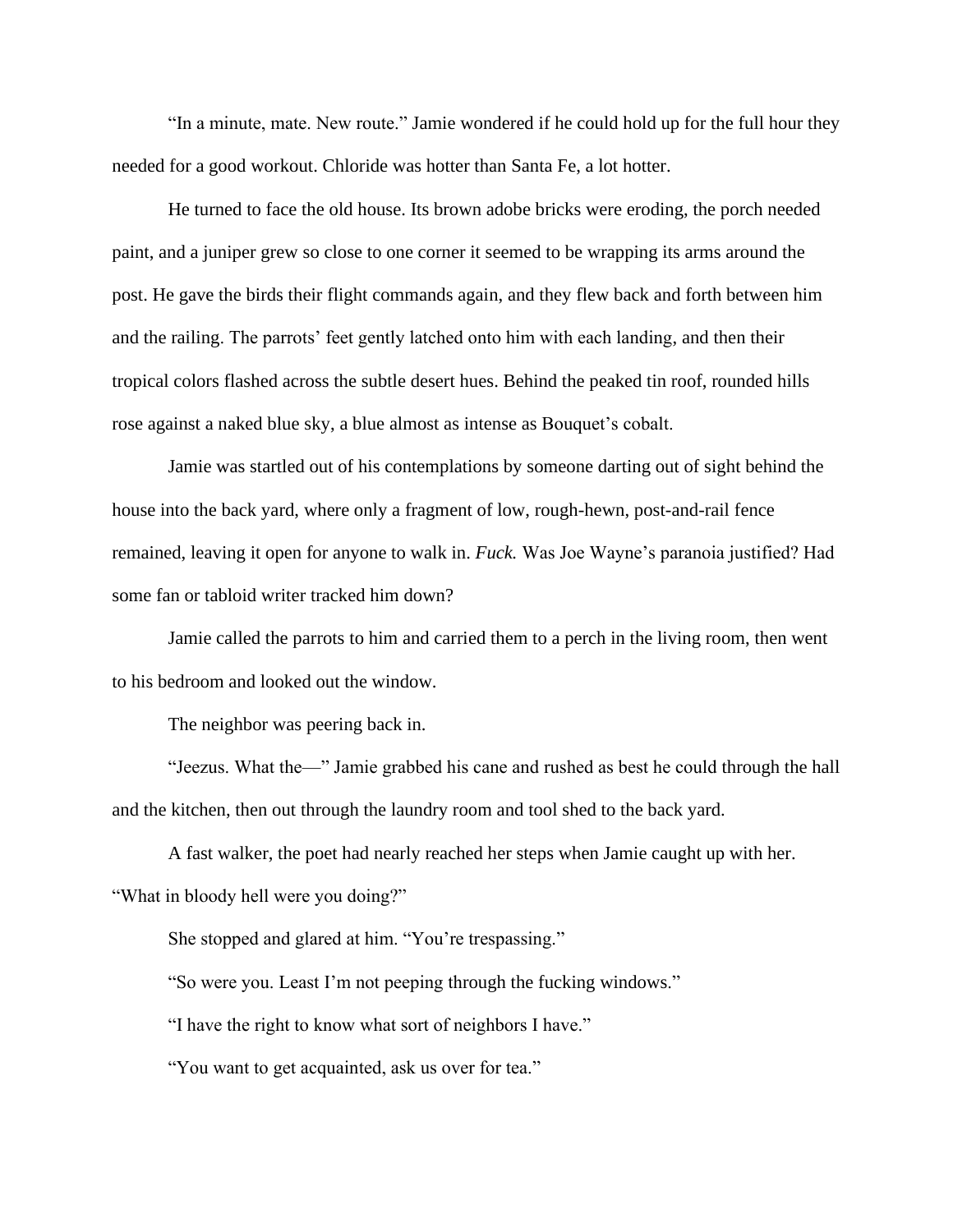"In a minute, mate. New route." Jamie wondered if he could hold up for the full hour they needed for a good workout. Chloride was hotter than Santa Fe, a lot hotter.

He turned to face the old house. Its brown adobe bricks were eroding, the porch needed paint, and a juniper grew so close to one corner it seemed to be wrapping its arms around the post. He gave the birds their flight commands again, and they flew back and forth between him and the railing. The parrots' feet gently latched onto him with each landing, and then their tropical colors flashed across the subtle desert hues. Behind the peaked tin roof, rounded hills rose against a naked blue sky, a blue almost as intense as Bouquet's cobalt.

Jamie was startled out of his contemplations by someone darting out of sight behind the house into the back yard, where only a fragment of low, rough-hewn, post-and-rail fence remained, leaving it open for anyone to walk in. *Fuck.* Was Joe Wayne's paranoia justified? Had some fan or tabloid writer tracked him down?

Jamie called the parrots to him and carried them to a perch in the living room, then went to his bedroom and looked out the window.

The neighbor was peering back in.

"Jeezus. What the—" Jamie grabbed his cane and rushed as best he could through the hall and the kitchen, then out through the laundry room and tool shed to the back yard.

A fast walker, the poet had nearly reached her steps when Jamie caught up with her. "What in bloody hell were you doing?"

She stopped and glared at him. "You're trespassing."

"So were you. Least I'm not peeping through the fucking windows."

"I have the right to know what sort of neighbors I have."

"You want to get acquainted, ask us over for tea."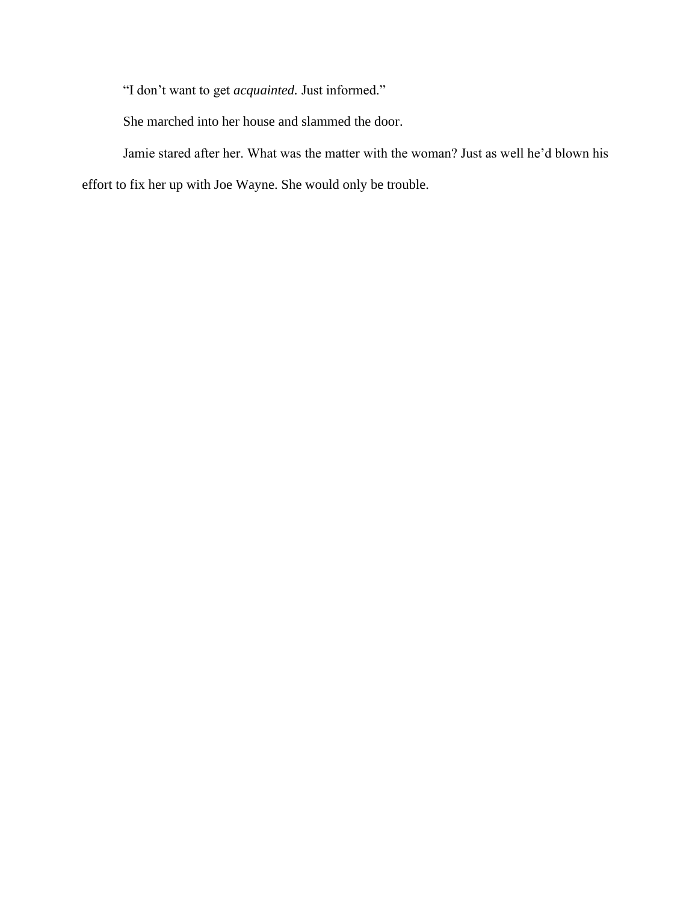"I don't want to get *acquainted.* Just informed."

She marched into her house and slammed the door.

Jamie stared after her. What was the matter with the woman? Just as well he'd blown his effort to fix her up with Joe Wayne. She would only be trouble.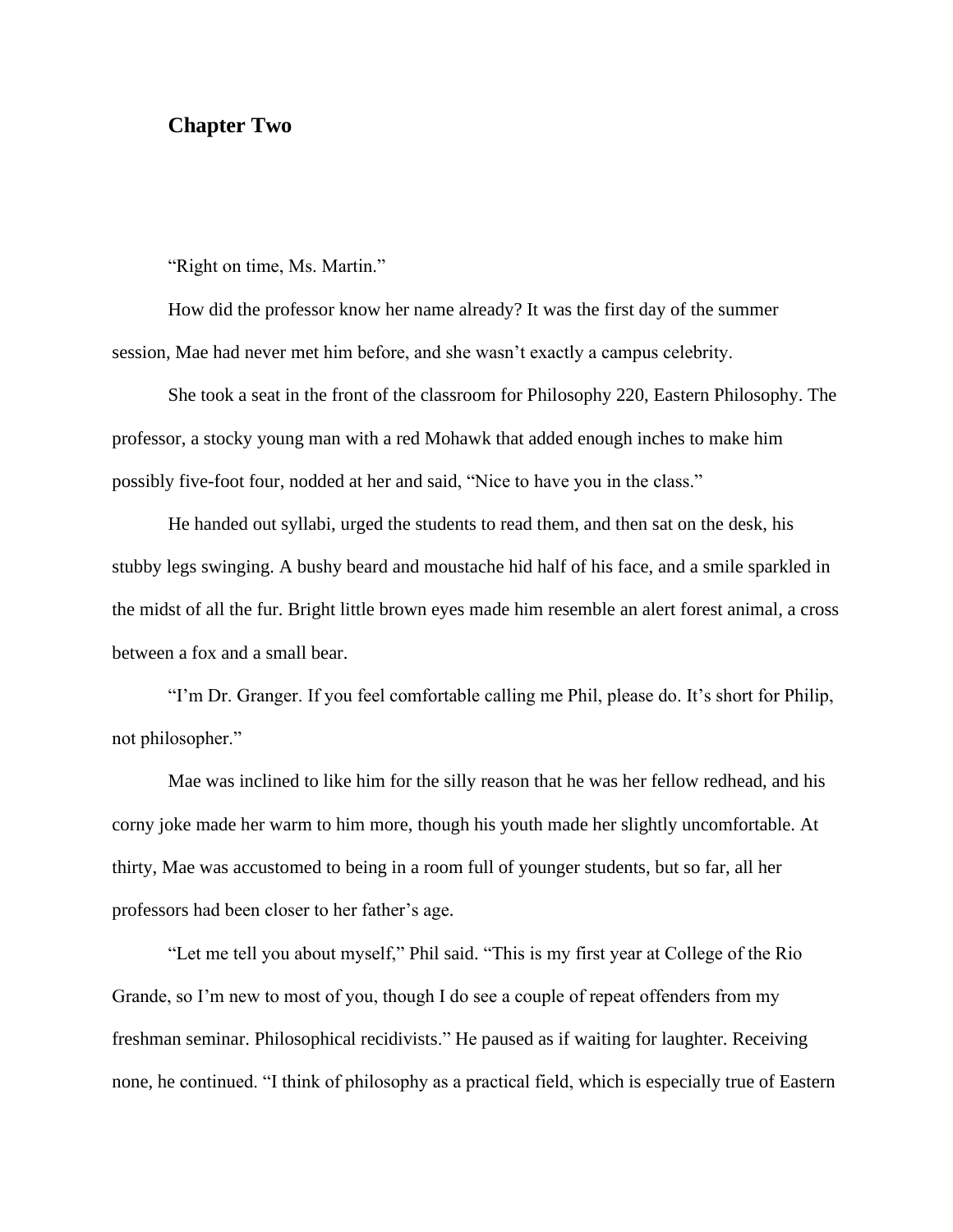## Chapter Two

"Right on time, Ms. Martin."

How did the professor know her name already? It was the first day of the summer session, Mae had never met him before, and she wasn't exactly a campus celebrity.

She took a seat in the front of the classroom for Philosophy 220, Eastern Philosophy. The professor, a stocky young man with a red Mohawk that added enough inches to make him possibly five-foot four, nodded at her and said, "Nice to have you in the class."

He handed out syllabi, urged the students to read them, and then sat on the desk, his stubby legs swinging. A bushy beard and moustache hid half of his face, and a smile sparkled in the midst of all the fur. Bright little brown eyes made him resemble an alert forest animal, a cross between a fox and a small bear.

"I'm Dr. Granger. If you feel comfortable calling me Phil, please do. It's short for Philip, not philosopher."

Mae was inclined to like him for the silly reason that he was her fellow redhead, and his corny joke made her warm to him more, though his youth made her slightly uncomfortable. At thirty, Mae was accustomed to being in a room full of younger students, but so far, all her professors had been closer to her father's age.

"Let me tell you about myself," Phil said. "This is my first year at College of the Rio Grande, so I'm new to most of you, though I do see a couple of repeat offenders from my freshman seminar. Philosophical recidivists." He paused as if waiting for laughter. Receiving none, he continued. "I think of philosophy as a practical field, which is especially true of Eastern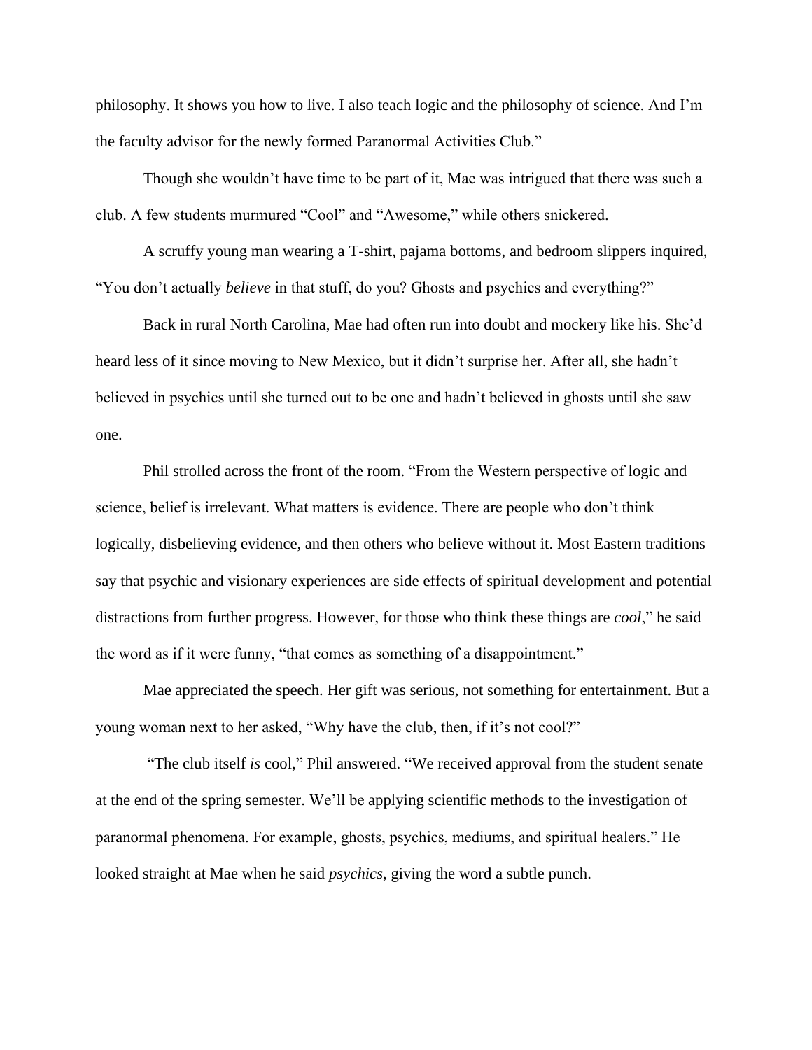philosophy. It shows you how to live. I also teach logic and the philosophy of science. And I'm the faculty advisor for the newly formed Paranormal Activities Club."

Though she wouldn't have time to be part of it, Mae was intrigued that there was such a club. A few students murmured "Cool" and "Awesome," while others snickered.

A scruffy young man wearing a T-shirt, pajama bottoms, and bedroom slippers inquired, "You don't actually *believe* in that stuff, do you? Ghosts and psychics and everything?"

Back in rural North Carolina, Mae had often run into doubt and mockery like his. She'd heard less of it since moving to New Mexico, but it didn't surprise her. After all, she hadn't believed in psychics until she turned out to be one and hadn't believed in ghosts until she saw one.

Phil strolled across the front of the room. "From the Western perspective of logic and science, belief is irrelevant. What matters is evidence. There are people who don't think logically, disbelieving evidence, and then others who believe without it. Most Eastern traditions say that psychic and visionary experiences are side effects of spiritual development and potential distractions from further progress. However, for those who think these things are *cool*," he said the word as if it were funny, "that comes as something of a disappointment."

Mae appreciated the speech. Her gift was serious, not something for entertainment. But a young woman next to her asked, "Why have the club, then, if it's not cool?"

"The club itself *is* cool," Phil answered. "We received approval from the student senate at the end of the spring semester. We'll be applying scientific methods to the investigation of paranormal phenomena. For example, ghosts, psychics, mediums, and spiritual healers." He looked straight at Mae when he said *psychics*, giving the word a subtle punch.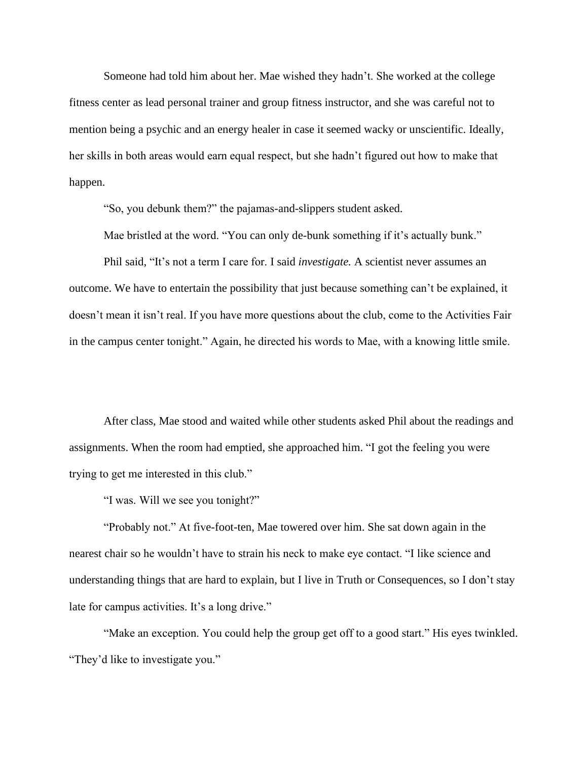Someone had told him about her. Mae wished they hadn't. She worked at the college fitness center as lead personal trainer and group fitness instructor, and she was careful not to mention being a psychic and an energy healer in case it seemed wacky or unscientific. Ideally, her skills in both areas would earn equal respect, but she hadn't figured out how to make that happen.

"So, you debunk them?" the pajamas-and-slippers student asked.

Mae bristled at the word. "You can only de-bunk something if it's actually bunk."

Phil said, "It's not a term I care for. I said *investigate.* A scientist never assumes an outcome. We have to entertain the possibility that just because something can't be explained, it doesn't mean it isn't real. If you have more questions about the club, come to the Activities Fair in the campus center tonight." Again, he directed his words to Mae, with a knowing little smile.

After class, Mae stood and waited while other students asked Phil about the readings and assignments. When the room had emptied, she approached him. "I got the feeling you were trying to get me interested in this club."

"I was. Will we see you tonight?"

"Probably not." At five-foot-ten, Mae towered over him. She sat down again in the nearest chair so he wouldn't have to strain his neck to make eye contact. "I like science and understanding things that are hard to explain, but I live in Truth or Consequences, so I don't stay late for campus activities. It's a long drive."

"Make an exception. You could help the group get off to a good start." His eyes twinkled. "They'd like to investigate you."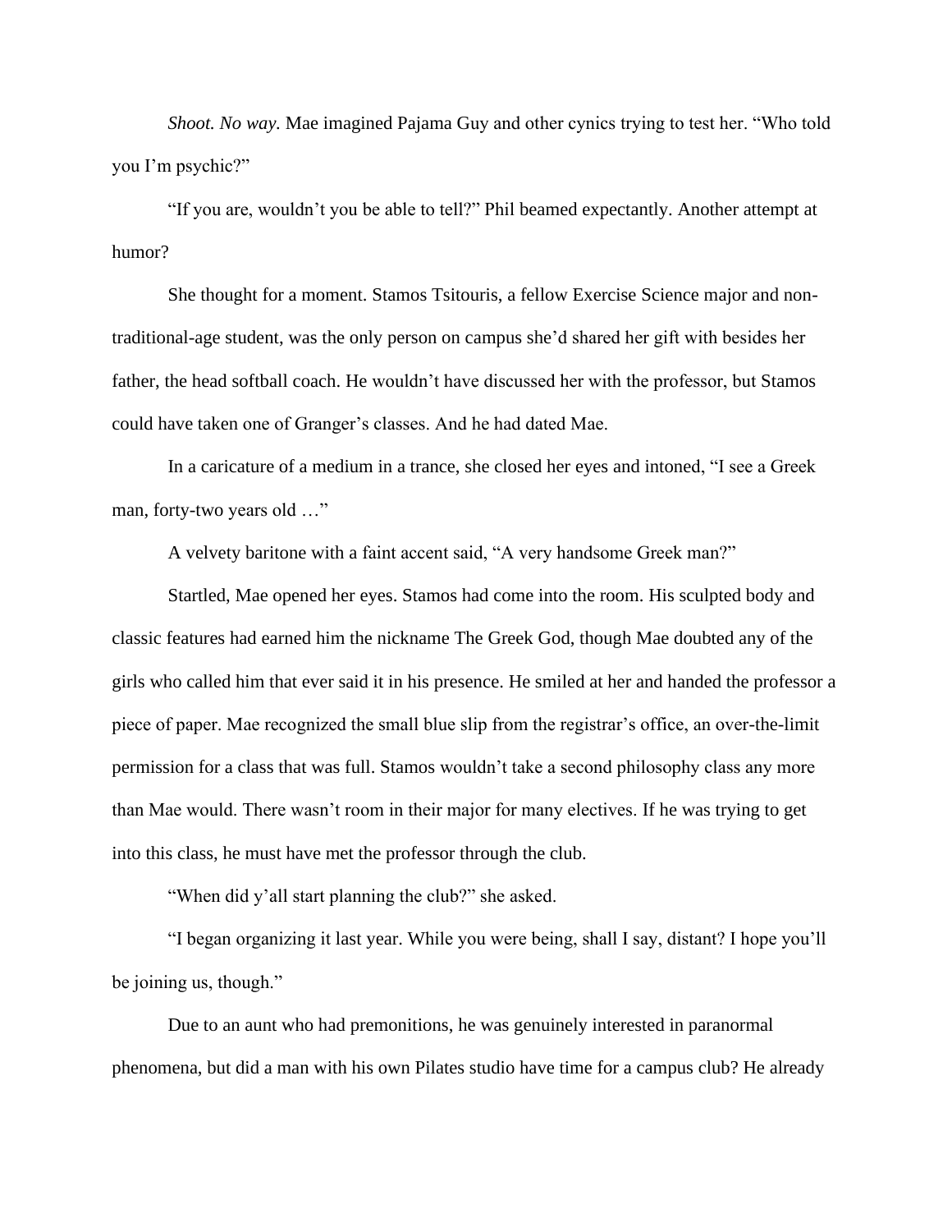*Shoot. No way.* Mae imagined Pajama Guy and other cynics trying to test her. "Who told you I'm psychic?"

"If you are, wouldn't you be able to tell?" Phil beamed expectantly. Another attempt at humor?

She thought for a moment. Stamos Tsitouris, a fellow Exercise Science major and non-traditional-age student, was the only person on campus she'd shared her gift with besides her father, the head softball coach. He wouldn't have discussed her with the professor, but Stamos could have taken one of Granger's classes. And he had dated Mae.

In a caricature of a medium in a trance, she closed her eyes and intoned, "I see a Greek man, forty-two years old …"

A velvety baritone with a faint accent said, "A very handsome Greek man?"

Startled, Mae opened her eyes. Stamos had come into the room. His sculpted body and classic features had earned him the nickname The Greek God, though Mae doubted any of the girls who called him that ever said it in his presence. He smiled at her and handed the professor a piece of paper. Mae recognized the small blue slip from the registrar's office, an over-the-limit permission for a class that was full. Stamos wouldn't take a second philosophy class any more than Mae would. There wasn't room in their major for many electives. If he was trying to get into this class, he must have met the professor through the club.

"When did y'all start planning the club?" she asked.

"I began organizing it last year. While you were being, shall I say, distant? I hope you'll be joining us, though."

Due to an aunt who had premonitions, he was genuinely interested in paranormal phenomena, but did a man with his own Pilates studio have time for a campus club? He already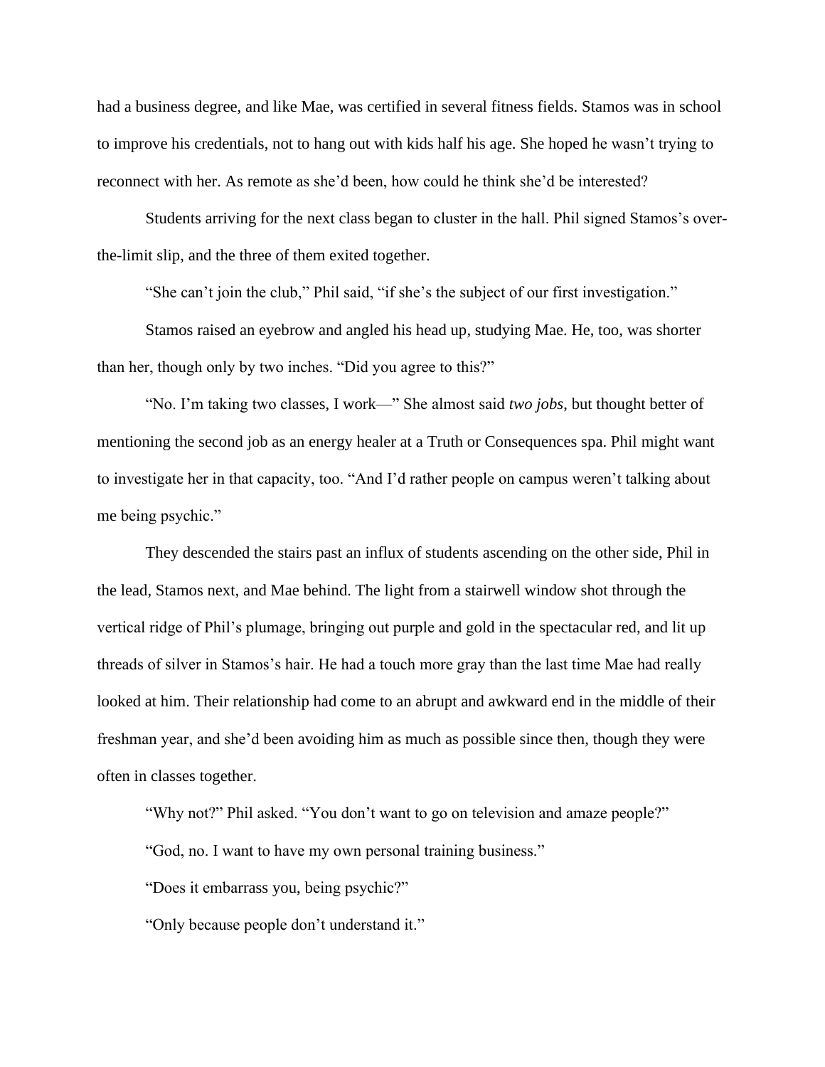had a business degree, and like Mae, was certified in several fitness fields. Stamos was in school to improve his credentials, not to hang out with kids half his age. She hoped he wasn't trying to reconnect with her. As remote as she'd been, how could he think she'd be interested?

Students arriving for the next class began to cluster in the hall. Phil signed Stamos's over-the-limit slip, and the three of them exited together.

"She can't join the club," Phil said, "if she's the subject of our first investigation."

Stamos raised an eyebrow and angled his head up, studying Mae. He, too, was shorter than her, though only by two inches. "Did you agree to this?"

"No. I'm taking two classes, I work—" She almost said *two jobs*, but thought better of mentioning the second job as an energy healer at a Truth or Consequences spa. Phil might want to investigate her in that capacity, too. "And I'd rather people on campus weren't talking about me being psychic."

They descended the stairs past an influx of students ascending on the other side, Phil in the lead, Stamos next, and Mae behind. The light from a stairwell window shot through the vertical ridge of Phil's plumage, bringing out purple and gold in the spectacular red, and lit up threads of silver in Stamos's hair. He had a touch more gray than the last time Mae had really looked at him. Their relationship had come to an abrupt and awkward end in the middle of their freshman year, and she'd been avoiding him as much as possible since then, though they were often in classes together.

"Why not?" Phil asked. "You don't want to go on television and amaze people?"

"God, no. I want to have my own personal training business."

"Does it embarrass you, being psychic?"

"Only because people don't understand it."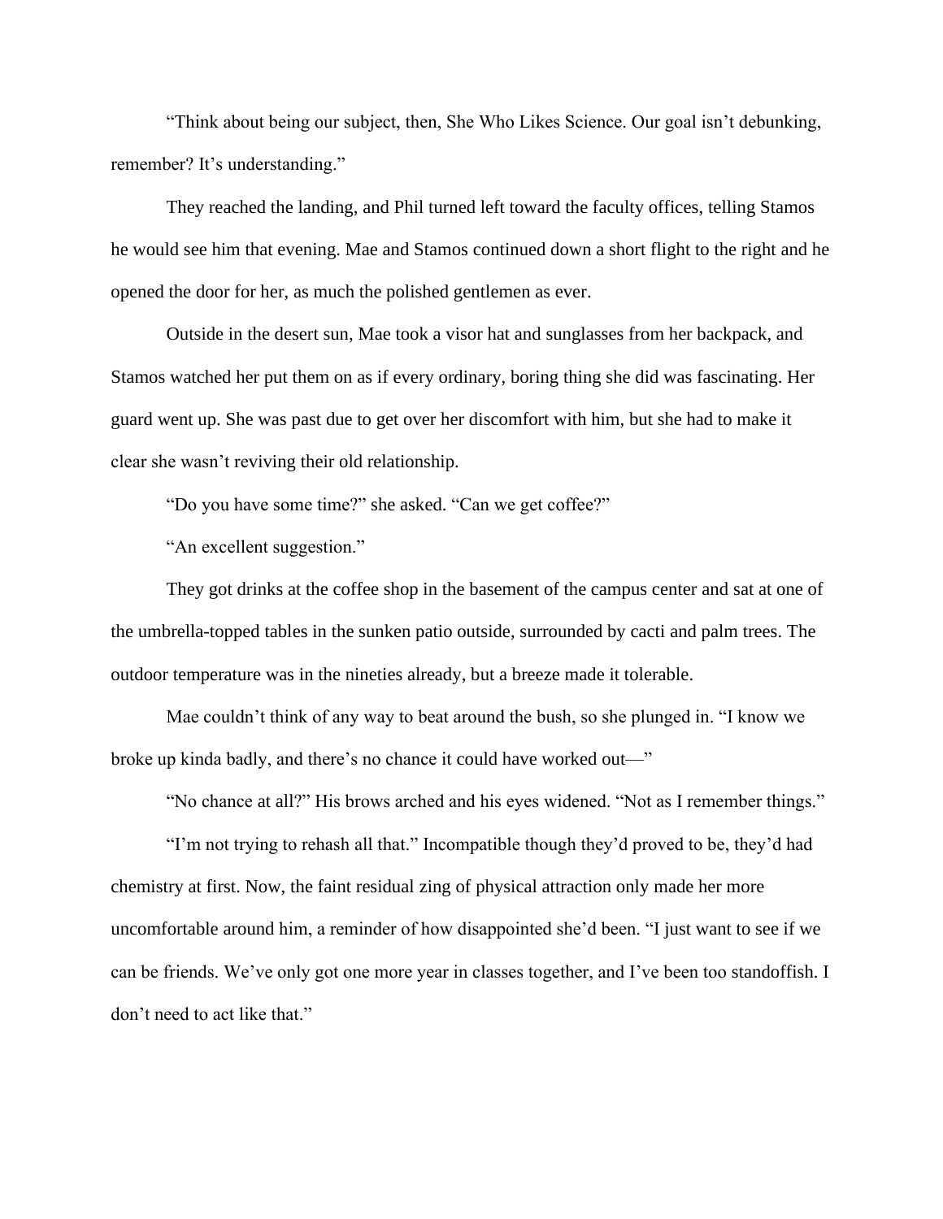"Think about being our subject, then, She Who Likes Science. Our goal isn't debunking, remember? It's understanding."

They reached the landing, and Phil turned left toward the faculty offices, telling Stamos he would see him that evening. Mae and Stamos continued down a short flight to the right and he opened the door for her, as much the polished gentlemen as ever.

Outside in the desert sun, Mae took a visor hat and sunglasses from her backpack, and Stamos watched her put them on as if every ordinary, boring thing she did was fascinating. Her guard went up. She was past due to get over her discomfort with him, but she had to make it clear she wasn't reviving their old relationship.

"Do you have some time?" she asked. "Can we get coffee?"

"An excellent suggestion."

They got drinks at the coffee shop in the basement of the campus center and sat at one of the umbrella-topped tables in the sunken patio outside, surrounded by cacti and palm trees. The outdoor temperature was in the nineties already, but a breeze made it tolerable.

Mae couldn't think of any way to beat around the bush, so she plunged in. "I know we broke up kinda badly, and there's no chance it could have worked out—"

"No chance at all?" His brows arched and his eyes widened. "Not as I remember things."

"I'm not trying to rehash all that." Incompatible though they'd proved to be, they'd had chemistry at first. Now, the faint residual zing of physical attraction only made her more uncomfortable around him, a reminder of how disappointed she'd been. "I just want to see if we can be friends. We've only got one more year in classes together, and I've been too standoffish. I don't need to act like that."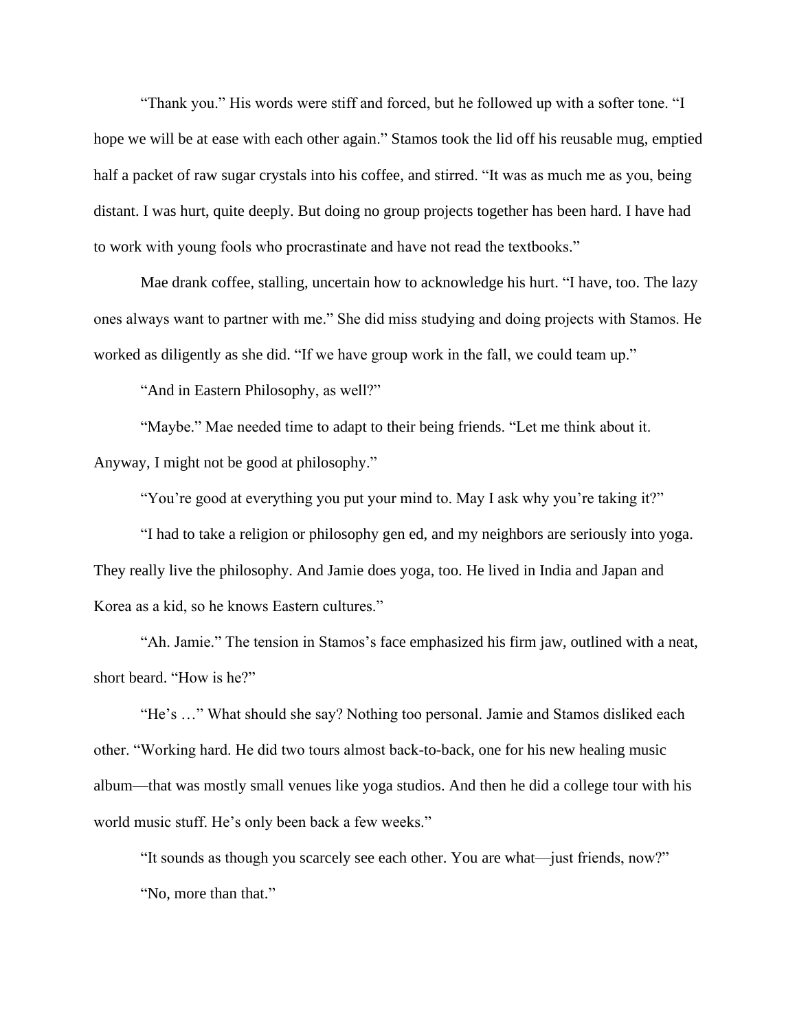"Thank you." His words were stiff and forced, but he followed up with a softer tone. "I hope we will be at ease with each other again." Stamos took the lid off his reusable mug, emptied half a packet of raw sugar crystals into his coffee, and stirred. "It was as much me as you, being distant. I was hurt, quite deeply. But doing no group projects together has been hard. I have had to work with young fools who procrastinate and have not read the textbooks."

Mae drank coffee, stalling, uncertain how to acknowledge his hurt. "I have, too. The lazy ones always want to partner with me." She did miss studying and doing projects with Stamos. He worked as diligently as she did. "If we have group work in the fall, we could team up."

"And in Eastern Philosophy, as well?"

"Maybe." Mae needed time to adapt to their being friends. "Let me think about it. Anyway, I might not be good at philosophy."

"You're good at everything you put your mind to. May I ask why you're taking it?"

"I had to take a religion or philosophy gen ed, and my neighbors are seriously into yoga. They really live the philosophy. And Jamie does yoga, too. He lived in India and Japan and Korea as a kid, so he knows Eastern cultures."

"Ah. Jamie." The tension in Stamos's face emphasized his firm jaw, outlined with a neat, short beard. "How is he?"

"He's …" What should she say? Nothing too personal. Jamie and Stamos disliked each other. "Working hard. He did two tours almost back-to-back, one for his new healing music album—that was mostly small venues like yoga studios. And then he did a college tour with his world music stuff. He's only been back a few weeks."

"It sounds as though you scarcely see each other. You are what—just friends, now?"

"No, more than that."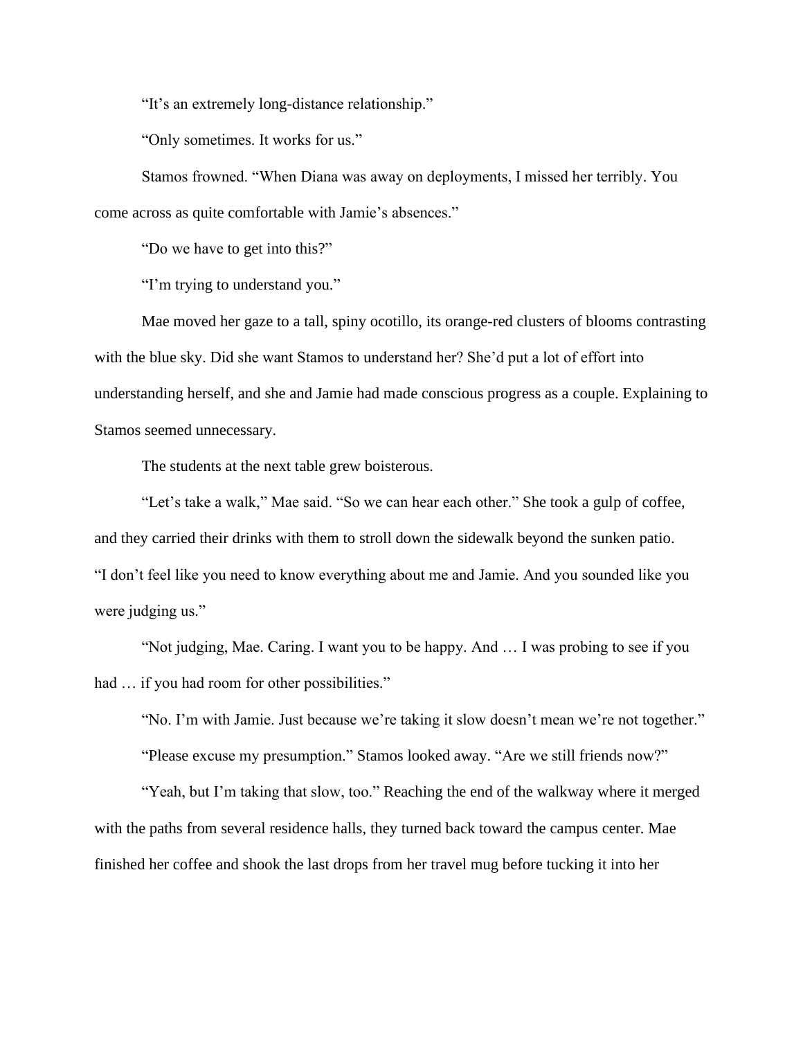"It's an extremely long-distance relationship."

"Only sometimes. It works for us."

Stamos frowned. "When Diana was away on deployments, I missed her terribly. You come across as quite comfortable with Jamie's absences."

"Do we have to get into this?"

"I'm trying to understand you."

Mae moved her gaze to a tall, spiny ocotillo, its orange-red clusters of blooms contrasting with the blue sky. Did she want Stamos to understand her? She'd put a lot of effort into understanding herself, and she and Jamie had made conscious progress as a couple. Explaining to Stamos seemed unnecessary.

The students at the next table grew boisterous.

"Let's take a walk," Mae said. "So we can hear each other." She took a gulp of coffee, and they carried their drinks with them to stroll down the sidewalk beyond the sunken patio. "I don't feel like you need to know everything about me and Jamie. And you sounded like you were judging us."

"Not judging, Mae. Caring. I want you to be happy. And … I was probing to see if you had … if you had room for other possibilities."

"No. I'm with Jamie. Just because we're taking it slow doesn't mean we're not together."

"Please excuse my presumption." Stamos looked away. "Are we still friends now?"

"Yeah, but I'm taking that slow, too." Reaching the end of the walkway where it merged with the paths from several residence halls, they turned back toward the campus center. Mae finished her coffee and shook the last drops from her travel mug before tucking it into her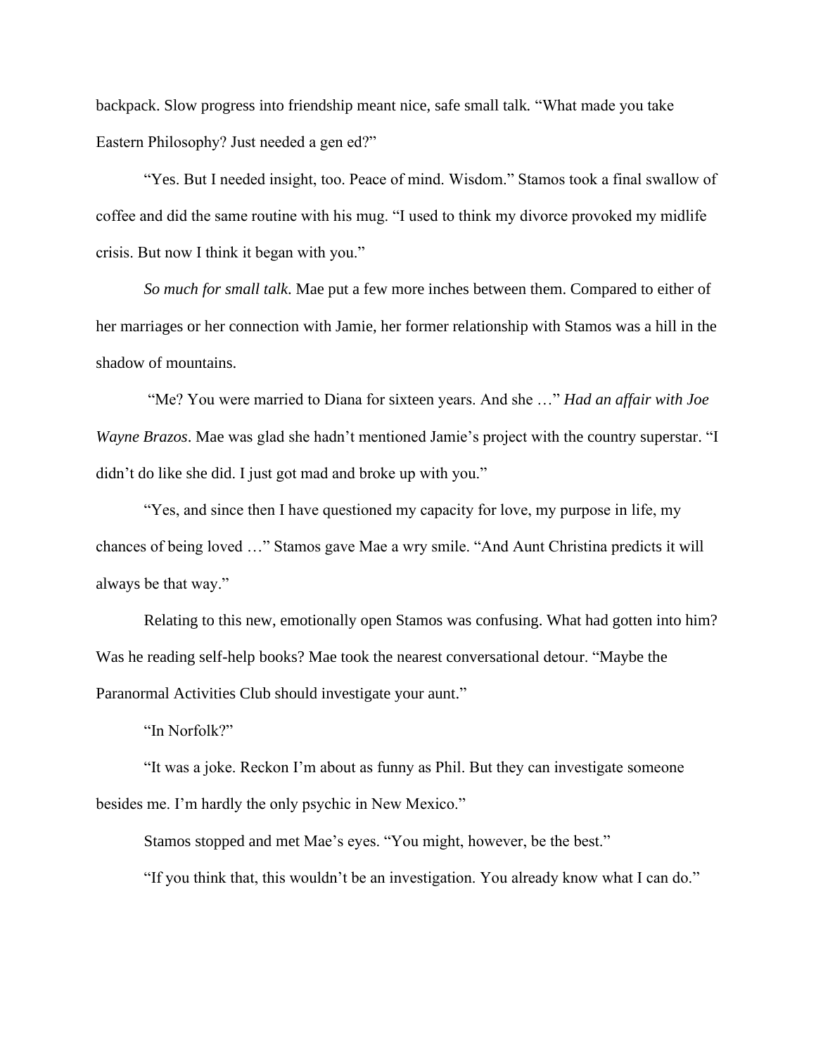backpack. Slow progress into friendship meant nice, safe small talk. "What made you take Eastern Philosophy? Just needed a gen ed?"

"Yes. But I needed insight, too. Peace of mind. Wisdom." Stamos took a final swallow of coffee and did the same routine with his mug. "I used to think my divorce provoked my midlife crisis. But now I think it began with you."

*So much for small talk*. Mae put a few more inches between them. Compared to either of her marriages or her connection with Jamie, her former relationship with Stamos was a hill in the shadow of mountains.

"Me? You were married to Diana for sixteen years. And she …" *Had an affair with Joe Wayne Brazos*. Mae was glad she hadn't mentioned Jamie's project with the country superstar. "I didn't do like she did. I just got mad and broke up with you."

"Yes, and since then I have questioned my capacity for love, my purpose in life, my chances of being loved …" Stamos gave Mae a wry smile. "And Aunt Christina predicts it will always be that way."

Relating to this new, emotionally open Stamos was confusing. What had gotten into him? Was he reading self-help books? Mae took the nearest conversational detour. "Maybe the Paranormal Activities Club should investigate your aunt."

"In Norfolk?"

"It was a joke. Reckon I'm about as funny as Phil. But they can investigate someone besides me. I'm hardly the only psychic in New Mexico."

Stamos stopped and met Mae's eyes. "You might, however, be the best."

"If you think that, this wouldn't be an investigation. You already know what I can do."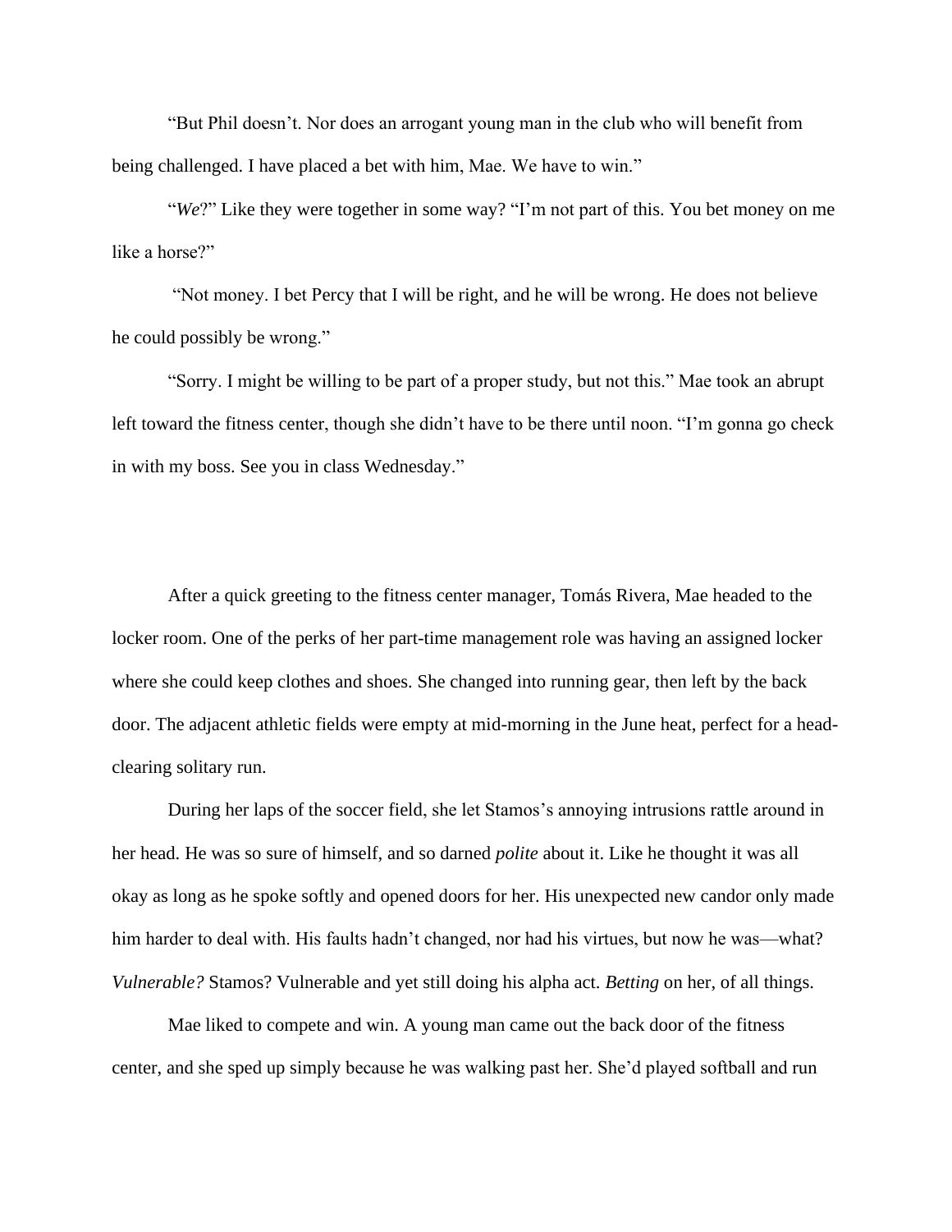"But Phil doesn't. Nor does an arrogant young man in the club who will benefit from being challenged. I have placed a bet with him, Mae. We have to win."

"*We*?" Like they were together in some way? "I'm not part of this. You bet money on me like a horse?"

"Not money. I bet Percy that I will be right, and he will be wrong. He does not believe he could possibly be wrong."

"Sorry. I might be willing to be part of a proper study, but not this." Mae took an abrupt left toward the fitness center, though she didn't have to be there until noon. "I'm gonna go check in with my boss. See you in class Wednesday."

After a quick greeting to the fitness center manager, Tomás Rivera, Mae headed to the locker room. One of the perks of her part-time management role was having an assigned locker where she could keep clothes and shoes. She changed into running gear, then left by the back door. The adjacent athletic fields were empty at mid-morning in the June heat, perfect for a head-clearing solitary run.

During her laps of the soccer field, she let Stamos's annoying intrusions rattle around in her head. He was so sure of himself, and so darned *polite* about it. Like he thought it was all okay as long as he spoke softly and opened doors for her. His unexpected new candor only made him harder to deal with. His faults hadn't changed, nor had his virtues, but now he was—what? *Vulnerable?* Stamos? Vulnerable and yet still doing his alpha act. *Betting* on her, of all things.

Mae liked to compete and win. A young man came out the back door of the fitness center, and she sped up simply because he was walking past her. She'd played softball and run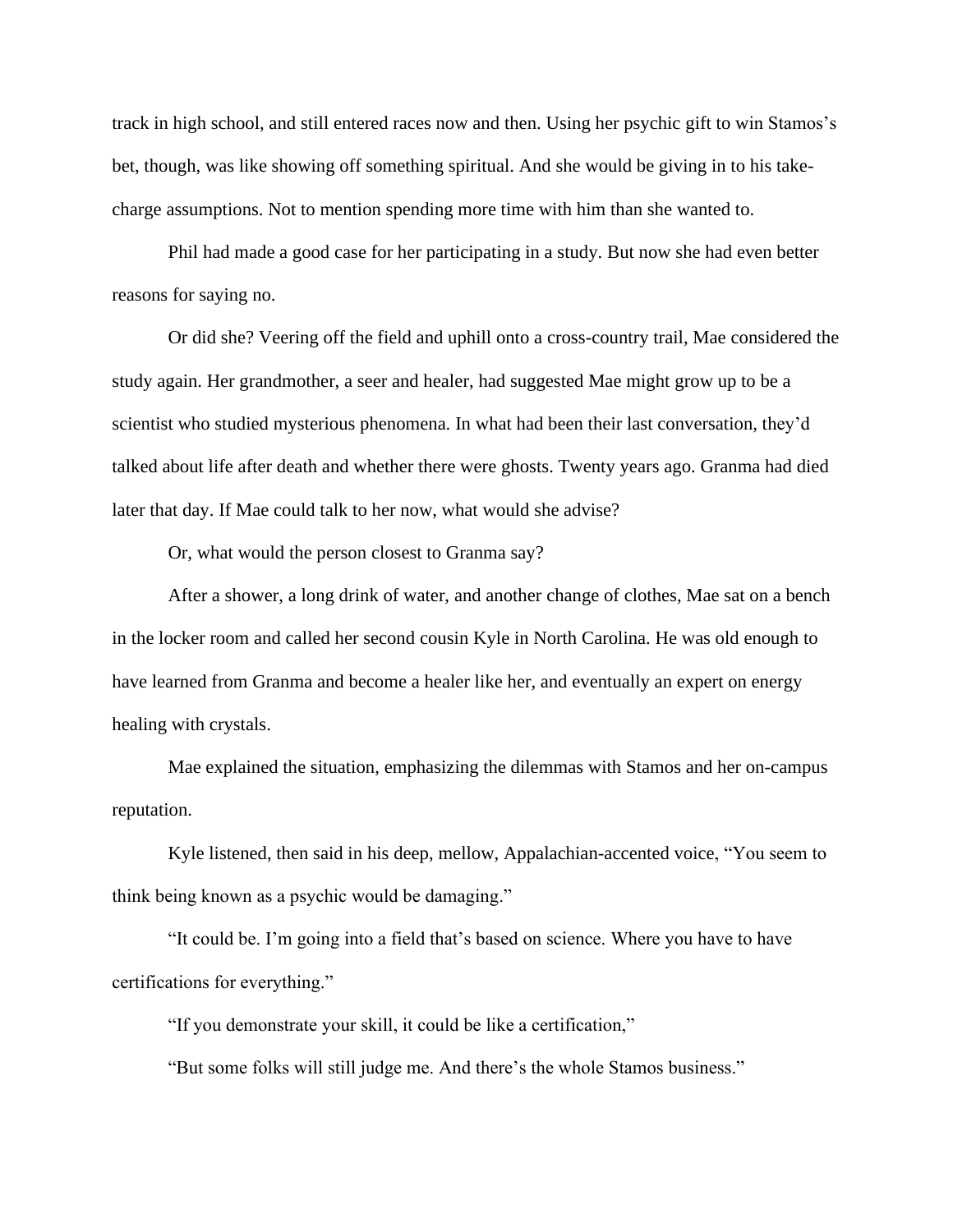track in high school, and still entered races now and then. Using her psychic gift to win Stamos's bet, though, was like showing off something spiritual. And she would be giving in to his take-charge assumptions. Not to mention spending more time with him than she wanted to.

Phil had made a good case for her participating in a study. But now she had even better reasons for saying no.

Or did she? Veering off the field and uphill onto a cross-country trail, Mae considered the study again. Her grandmother, a seer and healer, had suggested Mae might grow up to be a scientist who studied mysterious phenomena. In what had been their last conversation, they'd talked about life after death and whether there were ghosts. Twenty years ago. Granma had died later that day. If Mae could talk to her now, what would she advise?

Or, what would the person closest to Granma say?

After a shower, a long drink of water, and another change of clothes, Mae sat on a bench in the locker room and called her second cousin Kyle in North Carolina. He was old enough to have learned from Granma and become a healer like her, and eventually an expert on energy healing with crystals.

Mae explained the situation, emphasizing the dilemmas with Stamos and her on-campus reputation.

Kyle listened, then said in his deep, mellow, Appalachian-accented voice, "You seem to think being known as a psychic would be damaging."

"It could be. I'm going into a field that's based on science. Where you have to have certifications for everything."

"If you demonstrate your skill, it could be like a certification,"

"But some folks will still judge me. And there's the whole Stamos business."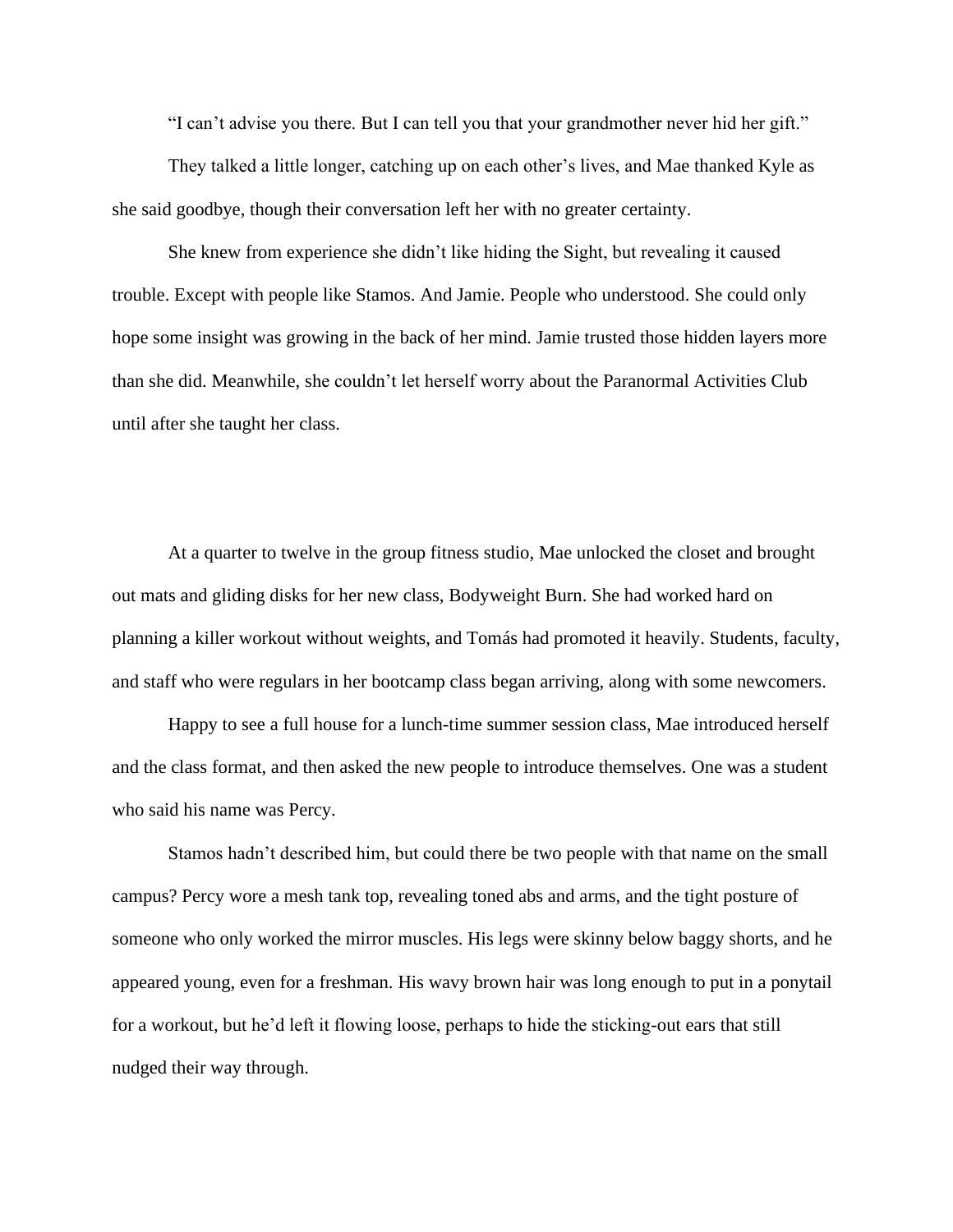"I can't advise you there. But I can tell you that your grandmother never hid her gift."

They talked a little longer, catching up on each other's lives, and Mae thanked Kyle as she said goodbye, though their conversation left her with no greater certainty.

She knew from experience she didn't like hiding the Sight, but revealing it caused trouble. Except with people like Stamos. And Jamie. People who understood. She could only hope some insight was growing in the back of her mind. Jamie trusted those hidden layers more than she did. Meanwhile, she couldn't let herself worry about the Paranormal Activities Club until after she taught her class.

At a quarter to twelve in the group fitness studio, Mae unlocked the closet and brought out mats and gliding disks for her new class, Bodyweight Burn. She had worked hard on planning a killer workout without weights, and Tomás had promoted it heavily. Students, faculty, and staff who were regulars in her bootcamp class began arriving, along with some newcomers.

Happy to see a full house for a lunch-time summer session class, Mae introduced herself and the class format, and then asked the new people to introduce themselves. One was a student who said his name was Percy.

Stamos hadn't described him, but could there be two people with that name on the small campus? Percy wore a mesh tank top, revealing toned abs and arms, and the tight posture of someone who only worked the mirror muscles. His legs were skinny below baggy shorts, and he appeared young, even for a freshman. His wavy brown hair was long enough to put in a ponytail for a workout, but he'd left it flowing loose, perhaps to hide the sticking-out ears that still nudged their way through.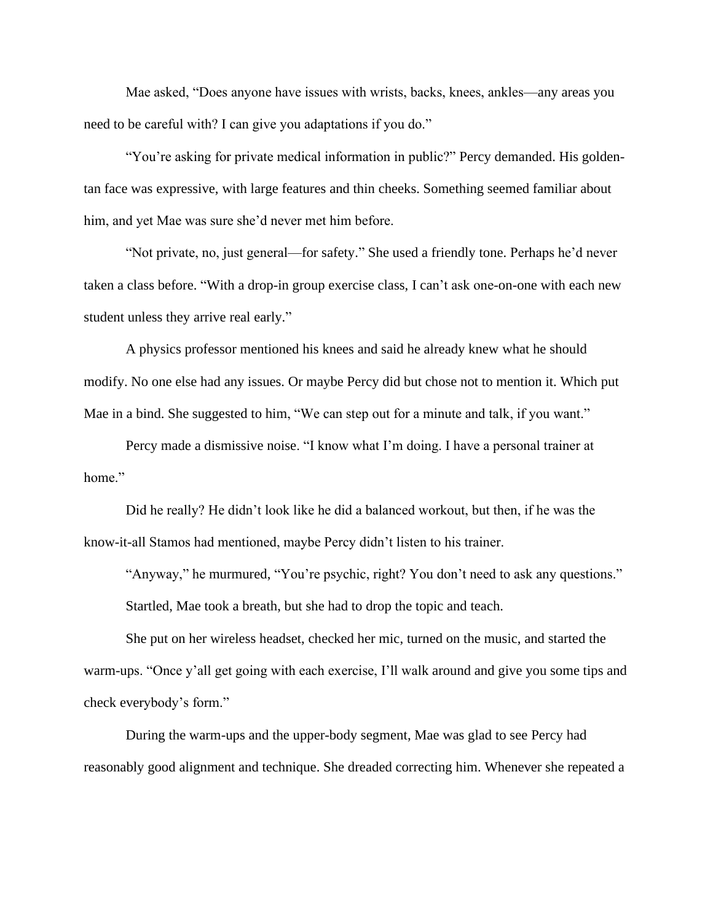Mae asked, “Does anyone have issues with wrists, backs, knees, ankles—any areas you need to be careful with? I can give you adaptations if you do.”

“You’re asking for private medical information in public?” Percy demanded. His golden-tan face was expressive, with large features and thin cheeks. Something seemed familiar about him, and yet Mae was sure she’d never met him before.

“Not private, no, just general—for safety.” She used a friendly tone. Perhaps he’d never taken a class before. “With a drop-in group exercise class, I can’t ask one-on-one with each new student unless they arrive real early.”

A physics professor mentioned his knees and said he already knew what he should modify. No one else had any issues. Or maybe Percy did but chose not to mention it. Which put Mae in a bind. She suggested to him, “We can step out for a minute and talk, if you want.”

Percy made a dismissive noise. “I know what I’m doing. I have a personal trainer at home.”

Did he really? He didn’t look like he did a balanced workout, but then, if he was the know-it-all Stamos had mentioned, maybe Percy didn’t listen to his trainer.

“Anyway,” he murmured, “You’re psychic, right? You don’t need to ask any questions.”

Startled, Mae took a breath, but she had to drop the topic and teach.

She put on her wireless headset, checked her mic, turned on the music, and started the warm-ups. “Once y’all get going with each exercise, I’ll walk around and give you some tips and check everybody’s form.”

During the warm-ups and the upper-body segment, Mae was glad to see Percy had reasonably good alignment and technique. She dreaded correcting him. Whenever she repeated a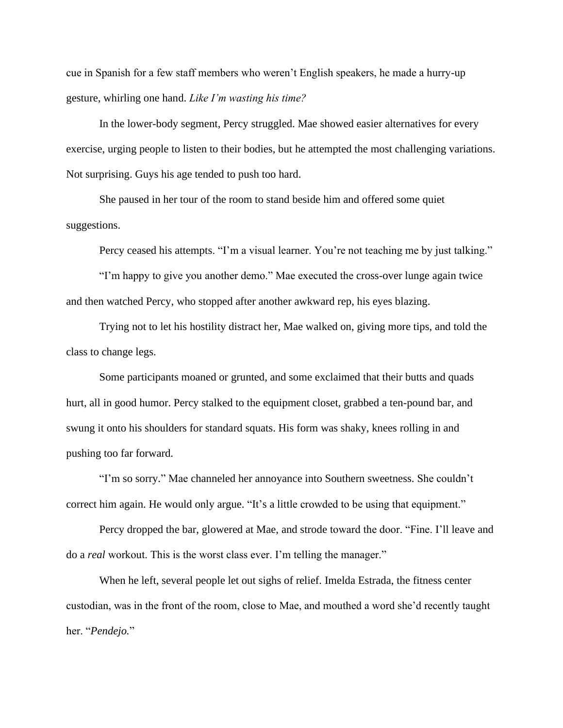cue in Spanish for a few staff members who weren't English speakers, he made a hurry-up gesture, whirling one hand. *Like I'm wasting his time?*

In the lower-body segment, Percy struggled. Mae showed easier alternatives for every exercise, urging people to listen to their bodies, but he attempted the most challenging variations. Not surprising. Guys his age tended to push too hard.

She paused in her tour of the room to stand beside him and offered some quiet suggestions.

Percy ceased his attempts. "I'm a visual learner. You're not teaching me by just talking."

"I'm happy to give you another demo." Mae executed the cross-over lunge again twice and then watched Percy, who stopped after another awkward rep, his eyes blazing.

Trying not to let his hostility distract her, Mae walked on, giving more tips, and told the class to change legs.

Some participants moaned or grunted, and some exclaimed that their butts and quads hurt, all in good humor. Percy stalked to the equipment closet, grabbed a ten-pound bar, and swung it onto his shoulders for standard squats. His form was shaky, knees rolling in and pushing too far forward.

"I'm so sorry." Mae channeled her annoyance into Southern sweetness. She couldn't correct him again. He would only argue. "It's a little crowded to be using that equipment."

Percy dropped the bar, glowered at Mae, and strode toward the door. "Fine. I'll leave and do a *real* workout. This is the worst class ever. I'm telling the manager."

When he left, several people let out sighs of relief. Imelda Estrada, the fitness center custodian, was in the front of the room, close to Mae, and mouthed a word she'd recently taught her. "*Pendejo.*"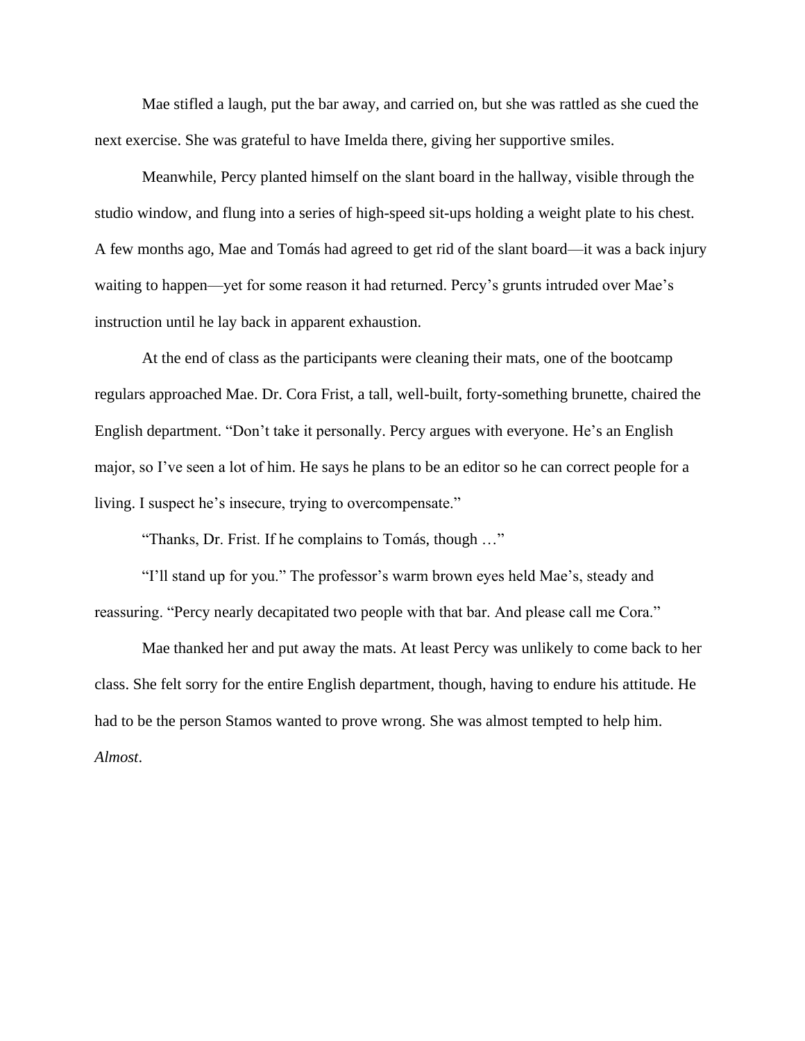Mae stifled a laugh, put the bar away, and carried on, but she was rattled as she cued the next exercise. She was grateful to have Imelda there, giving her supportive smiles.

Meanwhile, Percy planted himself on the slant board in the hallway, visible through the studio window, and flung into a series of high-speed sit-ups holding a weight plate to his chest. A few months ago, Mae and Tomás had agreed to get rid of the slant board—it was a back injury waiting to happen—yet for some reason it had returned. Percy's grunts intruded over Mae's instruction until he lay back in apparent exhaustion.

At the end of class as the participants were cleaning their mats, one of the bootcamp regulars approached Mae. Dr. Cora Frist, a tall, well-built, forty-something brunette, chaired the English department. "Don't take it personally. Percy argues with everyone. He's an English major, so I've seen a lot of him. He says he plans to be an editor so he can correct people for a living. I suspect he's insecure, trying to overcompensate."

"Thanks, Dr. Frist. If he complains to Tomás, though …"

"I'll stand up for you." The professor's warm brown eyes held Mae's, steady and reassuring. "Percy nearly decapitated two people with that bar. And please call me Cora."

Mae thanked her and put away the mats. At least Percy was unlikely to come back to her class. She felt sorry for the entire English department, though, having to endure his attitude. He had to be the person Stamos wanted to prove wrong. She was almost tempted to help him. *Almost*.